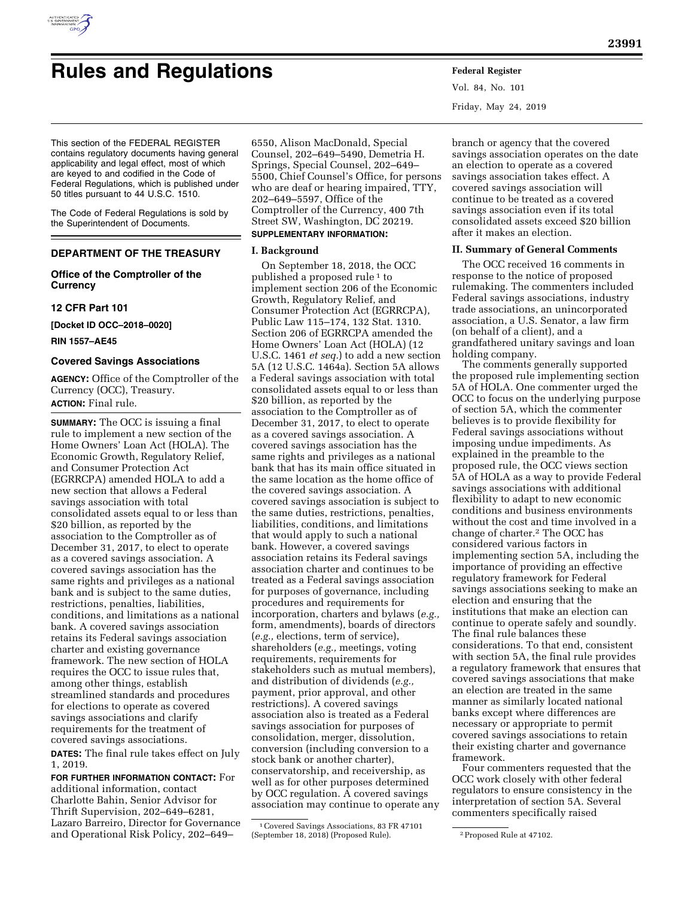# Rules and Regulations

This section of the FEDERAL REGISTER contains regulatory documents having general applicability and legal effect, most of which are keyed to and codified in the Code of Federal Regulations, which is published under 50 titles pursuant to 44 U.S.C. 1510.

The Code of Federal Regulations is sold by the Superintendent of Documents.

## DEPARTMENT OF THE TREASURY

### Office of the Comptroller of the Currency

### 12 CFR Part 101

**[Docket ID OCC–2018–0020]**

**RIN 1557–AE45**

### Covered Savings Associations

**AGENCY:** Office of the Comptroller of the Currency (OCC), Treasury.

**ACTION:** Final rule.

**SUMMARY:** The OCC is issuing a final rule to implement a new section of the Home Owners' Loan Act (HOLA). The Economic Growth, Regulatory Relief, and Consumer Protection Act (EGRRCPA) amended HOLA to add a new section that allows a Federal savings association with total consolidated assets equal to or less than $20 billion, as reported by the association to the Comptroller as of December 31, 2017, to elect to operate as a covered savings association. A covered savings association has the same rights and privileges as a national bank and is subject to the same duties, restrictions, penalties, liabilities, conditions, and limitations as a national bank. A covered savings association retains its Federal savings association charter and existing governance framework. The new section of HOLA requires the OCC to issue rules that, among other things, establish streamlined standards and procedures for elections to operate as covered savings associations and clarify requirements for the treatment of covered savings associations.

**DATES:** The final rule takes effect on July 1, 2019.

**FOR FURTHER INFORMATION CONTACT:** For additional information, contact Charlotte Bahin, Senior Advisor for Thrift Supervision, 202–649–6281, Lazaro Barreiro, Director for Governance and Operational Risk Policy, 202–649–6550, Alison MacDonald, Special Counsel, 202–649–5490, Demetria H. Springs, Special Counsel, 202–649–5500, Chief Counsel's Office, for persons who are deaf or hearing impaired, TTY, 202–649–5597, Office of the Comptroller of the Currency, 400 7th Street SW, Washington, DC 20219.

**SUPPLEMENTARY INFORMATION:**

### I. Background

On September 18, 2018, the OCC published a proposed rule [1] to implement section 206 of the Economic Growth, Regulatory Relief, and Consumer Protection Act (EGRRCPA), Public Law 115–174, 132 Stat. 1310. Section 206 of EGRRCPA amended the Home Owners' Loan Act (HOLA) (12 U.S.C. 1461 *et seq.*) to add a new section 5A (12 U.S.C. 1464a). Section 5A allows a Federal savings association with total consolidated assets equal to or less than $20 billion, as reported by the association to the Comptroller as of December 31, 2017, to elect to operate as a covered savings association. A covered savings association has the same rights and privileges as a national bank that has its main office situated in the same location as the home office of the covered savings association. A covered savings association is subject to the same duties, restrictions, penalties, liabilities, conditions, and limitations that would apply to such a national bank. However, a covered savings association retains its Federal savings association charter and continues to be treated as a Federal savings association for purposes of governance, including procedures and requirements for incorporation, charters and bylaws (*e.g.,* form, amendments), boards of directors (*e.g.,* elections, term of service), shareholders (*e.g.,* meetings, voting requirements, requirements for stakeholders such as mutual members), and distribution of dividends (*e.g.,* payment, prior approval, and other restrictions). A covered savings association also is treated as a Federal savings association for purposes of consolidation, merger, dissolution, conversion (including conversion to a stock bank or another charter), conservatorship, and receivership, as well as for other purposes determined by OCC regulation. A covered savings association may continue to operate any branch or agency that the covered savings association operates on the date an election to operate as a covered savings association takes effect. A covered savings association will continue to be treated as a covered savings association even if its total consolidated assets exceed $20 billion after it makes an election.

### II. Summary of General Comments

The OCC received 16 comments in response to the notice of proposed rulemaking. The commenters included Federal savings associations, industry trade associations, an unincorporated association, a U.S. Senator, a law firm (on behalf of a client), and a grandfathered unitary savings and loan holding company.

The comments generally supported the proposed rule implementing section 5A of HOLA. One commenter urged the OCC to focus on the underlying purpose of section 5A, which the commenter believes is to provide flexibility for Federal savings associations without imposing undue impediments. As explained in the preamble to the proposed rule, the OCC views section 5A of HOLA as a way to provide Federal savings associations with additional flexibility to adapt to new economic conditions and business environments without the cost and time involved in a change of charter.[2] The OCC has considered various factors in implementing section 5A, including the importance of providing an effective regulatory framework for Federal savings associations seeking to make an election and ensuring that the institutions that make an election can continue to operate safely and soundly. The final rule balances these considerations. To that end, consistent with section 5A, the final rule provides a regulatory framework that ensures that covered savings associations that make an election are treated in the same manner as similarly located national banks except where differences are necessary or appropriate to permit covered savings associations to retain their existing charter and governance framework.

Four commenters requested that the OCC work closely with other federal regulators to ensure consistency in the interpretation of section 5A. Several commenters specifically raised

[1] Covered Savings Associations, 83 FR 47101 (September 18, 2018) (Proposed Rule).

[2] Proposed Rule at 47102.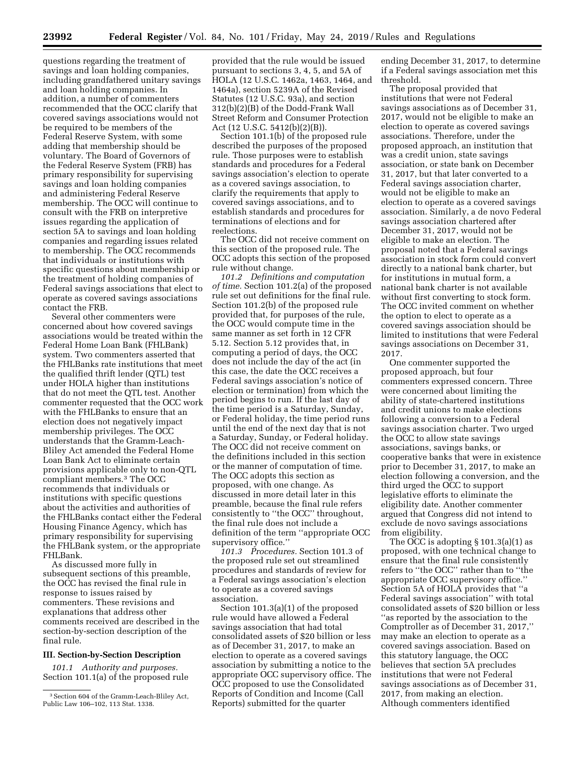questions regarding the treatment of savings and loan holding companies, including grandfathered unitary savings and loan holding companies. In addition, a number of commenters recommended that the OCC clarify that covered savings associations would not be required to be members of the Federal Reserve System, with some adding that membership should be voluntary. The Board of Governors of the Federal Reserve System (FRB) has primary responsibility for supervising savings and loan holding companies and administering Federal Reserve membership. The OCC will continue to consult with the FRB on interpretive issues regarding the application of section 5A to savings and loan holding companies and regarding issues related to membership. The OCC recommends that individuals or institutions with specific questions about membership or the treatment of holding companies of Federal savings associations that elect to operate as covered savings associations contact the FRB.

Several other commenters were concerned about how covered savings associations would be treated within the Federal Home Loan Bank (FHLBank) system. Two commenters asserted that the FHLBanks rate institutions that meet the qualified thrift lender (QTL) test under HOLA higher than institutions that do not meet the QTL test. Another commenter requested that the OCC work with the FHLBanks to ensure that an election does not negatively impact membership privileges. The OCC understands that the Gramm-Leach-Bliley Act amended the Federal Home Loan Bank Act to eliminate certain provisions applicable only to non-QTL compliant members.[3] The OCC recommends that individuals or institutions with specific questions about the activities and authorities of the FHLBanks contact either the Federal Housing Finance Agency, which has primary responsibility for supervising the FHLBank system, or the appropriate FHLBank.

As discussed more fully in subsequent sections of this preamble, the OCC has revised the final rule in response to issues raised by commenters. These revisions and explanations that address other comments received are described in the section-by-section description of the final rule.

## III. Section-by-Section Description

*101.1 Authority and purposes.* Section 101.1(a) of the proposed rule provided that the rule would be issued pursuant to sections 3, 4, 5, and 5A of HOLA (12 U.S.C. 1462a, 1463, 1464, and 1464a), section 5239A of the Revised Statutes (12 U.S.C. 93a), and section 312(b)(2)(B) of the Dodd-Frank Wall Street Reform and Consumer Protection Act (12 U.S.C. 5412(b)(2)(B)).

Section 101.1(b) of the proposed rule described the purposes of the proposed rule. Those purposes were to establish standards and procedures for a Federal savings association's election to operate as a covered savings association, to clarify the requirements that apply to covered savings associations, and to establish standards and procedures for terminations of elections and for reelections.

The OCC did not receive comment on this section of the proposed rule. The OCC adopts this section of the proposed rule without change.

*101.2 Definitions and computation of time.* Section 101.2(a) of the proposed rule set out definitions for the final rule. Section 101.2(b) of the proposed rule provided that, for purposes of the rule, the OCC would compute time in the same manner as set forth in 12 CFR 5.12. Section 5.12 provides that, in computing a period of days, the OCC does not include the day of the act (in this case, the date the OCC receives a Federal savings association's notice of election or termination) from which the period begins to run. If the last day of the time period is a Saturday, Sunday, or Federal holiday, the time period runs until the end of the next day that is not a Saturday, Sunday, or Federal holiday. The OCC did not receive comment on the definitions included in this section or the manner of computation of time. The OCC adopts this section as proposed, with one change. As discussed in more detail later in this preamble, because the final rule refers consistently to ''the OCC'' throughout, the final rule does not include a definition of the term ''appropriate OCC supervisory office.''

*101.3 Procedures.* Section 101.3 of the proposed rule set out streamlined procedures and standards of review for a Federal savings association's election to operate as a covered savings association.

Section 101.3(a)(1) of the proposed rule would have allowed a Federal savings association that had total consolidated assets of $20 billion or less as of December 31, 2017, to make an election to operate as a covered savings association by submitting a notice to the appropriate OCC supervisory office. The OCC proposed to use the Consolidated Reports of Condition and Income (Call Reports) submitted for the quarter ending December 31, 2017, to determine if a Federal savings association met this threshold.

The proposal provided that institutions that were not Federal savings associations as of December 31, 2017, would not be eligible to make an election to operate as covered savings associations. Therefore, under the proposed approach, an institution that was a credit union, state savings association, or state bank on December 31, 2017, but that later converted to a Federal savings association charter, would not be eligible to make an election to operate as a covered savings association. Similarly, a de novo Federal savings association chartered after December 31, 2017, would not be eligible to make an election. The proposal noted that a Federal savings association in stock form could convert directly to a national bank charter, but for institutions in mutual form, a national bank charter is not available without first converting to stock form. The OCC invited comment on whether the option to elect to operate as a covered savings association should be limited to institutions that were Federal savings associations on December 31, 2017.

One commenter supported the proposed approach, but four commenters expressed concern. Three were concerned about limiting the ability of state-chartered institutions and credit unions to make elections following a conversion to a Federal savings association charter. Two urged the OCC to allow state savings associations, savings banks, or cooperative banks that were in existence prior to December 31, 2017, to make an election following a conversion, and the third urged the OCC to support legislative efforts to eliminate the eligibility date. Another commenter argued that Congress did not intend to exclude de novo savings associations from eligibility.

The OCC is adopting § 101.3(a)(1) as proposed, with one technical change to ensure that the final rule consistently refers to ''the OCC'' rather than to ''the appropriate OCC supervisory office.'' Section 5A of HOLA provides that ''a Federal savings association'' with total consolidated assets of $20 billion or less ''as reported by the association to the Comptroller as of December 31, 2017,'' may make an election to operate as a covered savings association. Based on this statutory language, the OCC believes that section 5A precludes institutions that were not Federal savings associations as of December 31, 2017, from making an election. Although commenters identified

[3] Section 604 of the Gramm-Leach-Bliley Act, Public Law 106–102, 113 Stat. 1338.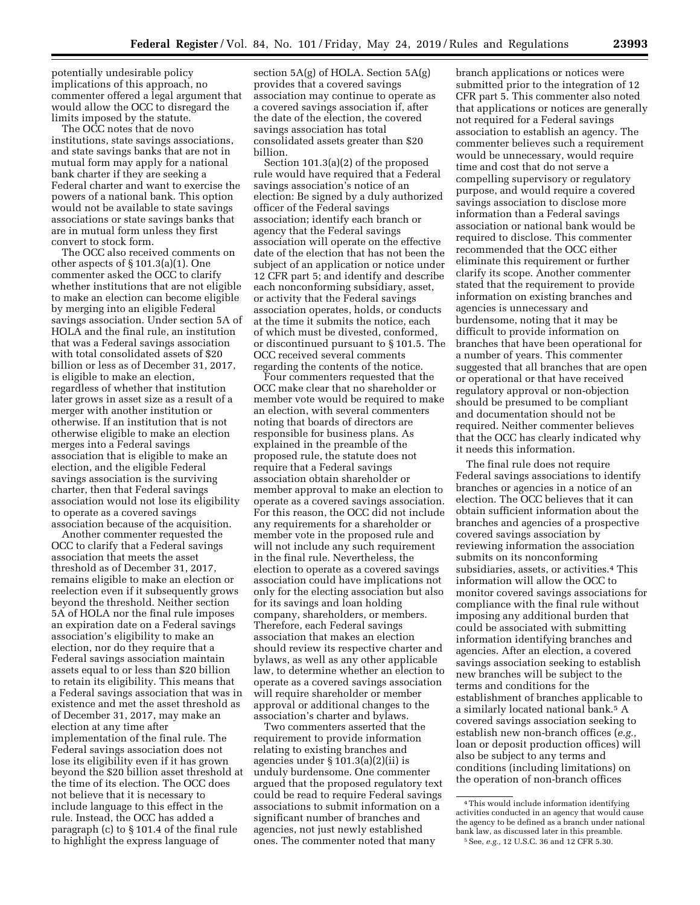potentially undesirable policy implications of this approach, no commenter offered a legal argument that would allow the OCC to disregard the limits imposed by the statute.

The OCC notes that de novo institutions, state savings associations, and state savings banks that are not in mutual form may apply for a national bank charter if they are seeking a Federal charter and want to exercise the powers of a national bank. This option would not be available to state savings associations or state savings banks that are in mutual form unless they first convert to stock form.

The OCC also received comments on other aspects of § 101.3(a)(1). One commenter asked the OCC to clarify whether institutions that are not eligible to make an election can become eligible by merging into an eligible Federal savings association. Under section 5A of HOLA and the final rule, an institution that was a Federal savings association with total consolidated assets of $20 billion or less as of December 31, 2017, is eligible to make an election, regardless of whether that institution later grows in asset size as a result of a merger with another institution or otherwise. If an institution that is not otherwise eligible to make an election merges into a Federal savings association that is eligible to make an election, and the eligible Federal savings association is the surviving charter, then that Federal savings association would not lose its eligibility to operate as a covered savings association because of the acquisition.

Another commenter requested the OCC to clarify that a Federal savings association that meets the asset threshold as of December 31, 2017, remains eligible to make an election or reelection even if it subsequently grows beyond the threshold. Neither section 5A of HOLA nor the final rule imposes an expiration date on a Federal savings association's eligibility to make an election, nor do they require that a Federal savings association maintain assets equal to or less than $20 billion to retain its eligibility. This means that a Federal savings association that was in existence and met the asset threshold as of December 31, 2017, may make an election at any time after implementation of the final rule. The Federal savings association does not lose its eligibility even if it has grown beyond the $20 billion asset threshold at the time of its election. The OCC does not believe that it is necessary to include language to this effect in the rule. Instead, the OCC has added a paragraph (c) to § 101.4 of the final rule to highlight the express language of section 5A(g) of HOLA. Section 5A(g) provides that a covered savings association may continue to operate as a covered savings association if, after the date of the election, the covered savings association has total consolidated assets greater than $20 billion.

Section 101.3(a)(2) of the proposed rule would have required that a Federal savings association's notice of an election: Be signed by a duly authorized officer of the Federal savings association; identify each branch or agency that the Federal savings association will operate on the effective date of the election that has not been the subject of an application or notice under 12 CFR part 5; and identify and describe each nonconforming subsidiary, asset, or activity that the Federal savings association operates, holds, or conducts at the time it submits the notice, each of which must be divested, conformed, or discontinued pursuant to § 101.5. The OCC received several comments regarding the contents of the notice.

Four commenters requested that the OCC make clear that no shareholder or member vote would be required to make an election, with several commenters noting that boards of directors are responsible for business plans. As explained in the preamble of the proposed rule, the statute does not require that a Federal savings association obtain shareholder or member approval to make an election to operate as a covered savings association. For this reason, the OCC did not include any requirements for a shareholder or member vote in the proposed rule and will not include any such requirement in the final rule. Nevertheless, the election to operate as a covered savings association could have implications not only for the electing association but also for its savings and loan holding company, shareholders, or members. Therefore, each Federal savings association that makes an election should review its respective charter and bylaws, as well as any other applicable law, to determine whether an election to operate as a covered savings association will require shareholder or member approval or additional changes to the association's charter and bylaws.

Two commenters asserted that the requirement to provide information relating to existing branches and agencies under § 101.3(a)(2)(ii) is unduly burdensome. One commenter argued that the proposed regulatory text could be read to require Federal savings associations to submit information on a significant number of branches and agencies, not just newly established ones. The commenter noted that many branch applications or notices were submitted prior to the integration of 12 CFR part 5. This commenter also noted that applications or notices are generally not required for a Federal savings association to establish an agency. The commenter believes such a requirement would be unnecessary, would require time and cost that do not serve a compelling supervisory or regulatory purpose, and would require a covered savings association to disclose more information than a Federal savings association or national bank would be required to disclose. This commenter recommended that the OCC either eliminate this requirement or further clarify its scope. Another commenter stated that the requirement to provide information on existing branches and agencies is unnecessary and burdensome, noting that it may be difficult to provide information on branches that have been operational for a number of years. This commenter suggested that all branches that are open or operational or that have received regulatory approval or non-objection should be presumed to be compliant and documentation should not be required. Neither commenter believes that the OCC has clearly indicated why it needs this information.

The final rule does not require Federal savings associations to identify branches or agencies in a notice of an election. The OCC believes that it can obtain sufficient information about the branches and agencies of a prospective covered savings association by reviewing information the association submits on its nonconforming subsidiaries, assets, or activities.[4] This information will allow the OCC to monitor covered savings associations for compliance with the final rule without imposing any additional burden that could be associated with submitting information identifying branches and agencies. After an election, a covered savings association seeking to establish new branches will be subject to the terms and conditions for the establishment of branches applicable to a similarly located national bank.[5] A covered savings association seeking to establish new non-branch offices (*e.g.,* loan or deposit production offices) will also be subject to any terms and conditions (including limitations) on the operation of non-branch offices

---

[4] This would include information identifying activities conducted in an agency that would cause the agency to be defined as a branch under national bank law, as discussed later in this preamble.

[5] See, *e.g.,* 12 U.S.C. 36 and 12 CFR 5.30.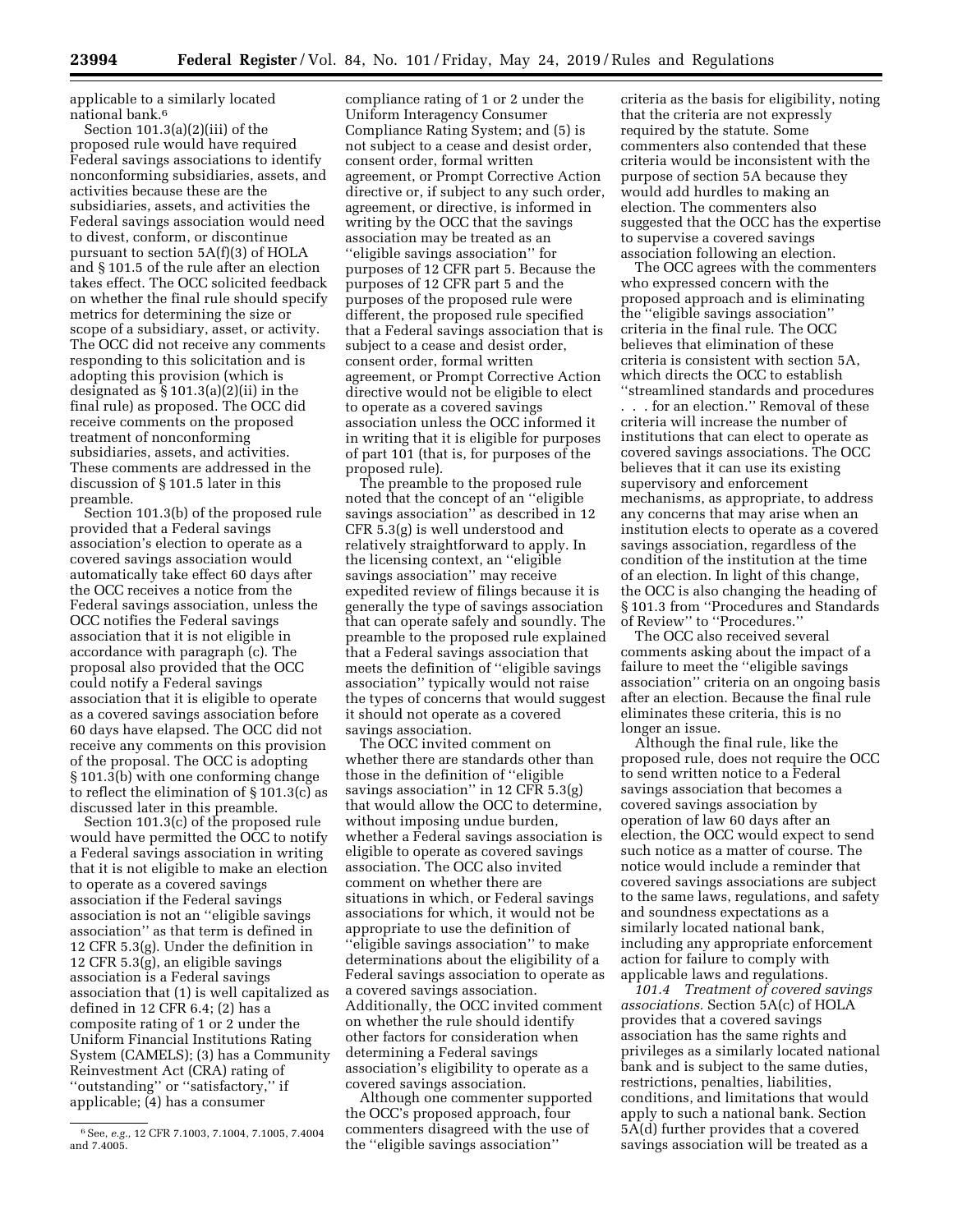applicable to a similarly located national bank.[6]

Section 101.3(a)(2)(iii) of the proposed rule would have required Federal savings associations to identify nonconforming subsidiaries, assets, and activities because these are the subsidiaries, assets, and activities the Federal savings association would need to divest, conform, or discontinue pursuant to section 5A(f)(3) of HOLA and § 101.5 of the rule after an election takes effect. The OCC solicited feedback on whether the final rule should specify metrics for determining the size or scope of a subsidiary, asset, or activity. The OCC did not receive any comments responding to this solicitation and is adopting this provision (which is designated as § 101.3(a)(2)(ii) in the final rule) as proposed. The OCC did receive comments on the proposed treatment of nonconforming subsidiaries, assets, and activities. These comments are addressed in the discussion of § 101.5 later in this preamble.

Section 101.3(b) of the proposed rule provided that a Federal savings association's election to operate as a covered savings association would automatically take effect 60 days after the OCC receives a notice from the Federal savings association, unless the OCC notifies the Federal savings association that it is not eligible in accordance with paragraph (c). The proposal also provided that the OCC could notify a Federal savings association that it is eligible to operate as a covered savings association before 60 days have elapsed. The OCC did not receive any comments on this provision of the proposal. The OCC is adopting § 101.3(b) with one conforming change to reflect the elimination of § 101.3(c) as discussed later in this preamble.

Section 101.3(c) of the proposed rule would have permitted the OCC to notify a Federal savings association in writing that it is not eligible to make an election to operate as a covered savings association if the Federal savings association is not an "eligible savings association" as that term is defined in 12 CFR 5.3(g). Under the definition in 12 CFR 5.3(g), an eligible savings association is a Federal savings association that (1) is well capitalized as defined in 12 CFR 6.4; (2) has a composite rating of 1 or 2 under the Uniform Financial Institutions Rating System (CAMELS); (3) has a Community Reinvestment Act (CRA) rating of "outstanding" or "satisfactory," if applicable; (4) has a consumer compliance rating of 1 or 2 under the Uniform Interagency Consumer Compliance Rating System; and (5) is not subject to a cease and desist order, consent order, formal written agreement, or Prompt Corrective Action directive or, if subject to any such order, agreement, or directive, is informed in writing by the OCC that the savings association may be treated as an "eligible savings association" for purposes of 12 CFR part 5. Because the purposes of 12 CFR part 5 and the purposes of the proposed rule were different, the proposed rule specified that a Federal savings association that is subject to a cease and desist order, consent order, formal written agreement, or Prompt Corrective Action directive would not be eligible to elect to operate as a covered savings association unless the OCC informed it in writing that it is eligible for purposes of part 101 (that is, for purposes of the proposed rule).

The preamble to the proposed rule noted that the concept of an "eligible savings association" as described in 12 CFR 5.3(g) is well understood and relatively straightforward to apply. In the licensing context, an "eligible savings association" may receive expedited review of filings because it is generally the type of savings association that can operate safely and soundly. The preamble to the proposed rule explained that a Federal savings association that meets the definition of "eligible savings association" typically would not raise the types of concerns that would suggest it should not operate as a covered savings association.

The OCC invited comment on whether there are standards other than those in the definition of "eligible savings association" in 12 CFR 5.3(g) that would allow the OCC to determine, without imposing undue burden, whether a Federal savings association is eligible to operate as covered savings association. The OCC also invited comment on whether there are situations in which, or Federal savings associations for which, it would not be appropriate to use the definition of "eligible savings association" to make determinations about the eligibility of a Federal savings association to operate as a covered savings association. Additionally, the OCC invited comment on whether the rule should identify other factors for consideration when determining a Federal savings association's eligibility to operate as a covered savings association.

Although one commenter supported the OCC's proposed approach, four commenters disagreed with the use of the "eligible savings association" criteria as the basis for eligibility, noting that the criteria are not expressly required by the statute. Some commenters also contended that these criteria would be inconsistent with the purpose of section 5A because they would add hurdles to making an election. The commenters also suggested that the OCC has the expertise to supervise a covered savings association following an election.

The OCC agrees with the commenters who expressed concern with the proposed approach and is eliminating the "eligible savings association" criteria in the final rule. The OCC believes that elimination of these criteria is consistent with section 5A, which directs the OCC to establish "streamlined standards and procedures . . . for an election." Removal of these criteria will increase the number of institutions that can elect to operate as covered savings associations. The OCC believes that it can use its existing supervisory and enforcement mechanisms, as appropriate, to address any concerns that may arise when an institution elects to operate as a covered savings association, regardless of the condition of the institution at the time of an election. In light of this change, the OCC is also changing the heading of § 101.3 from "Procedures and Standards of Review" to "Procedures."

The OCC also received several comments asking about the impact of a failure to meet the "eligible savings association" criteria on an ongoing basis after an election. Because the final rule eliminates these criteria, this is no longer an issue.

Although the final rule, like the proposed rule, does not require the OCC to send written notice to a Federal savings association that becomes a covered savings association by operation of law 60 days after an election, the OCC would expect to send such notice as a matter of course. The notice would include a reminder that covered savings associations are subject to the same laws, regulations, and safety and soundness expectations as a similarly located national bank, including any appropriate enforcement action for failure to comply with applicable laws and regulations.

*101.4 Treatment of covered savings associations.* Section 5A(c) of HOLA provides that a covered savings association has the same rights and privileges as a similarly located national bank and is subject to the same duties, restrictions, penalties, liabilities, conditions, and limitations that would apply to such a national bank. Section 5A(d) further provides that a covered savings association will be treated as a

[6] See, *e.g.,* 12 CFR 7.1003, 7.1004, 7.1005, 7.4004 and 7.4005.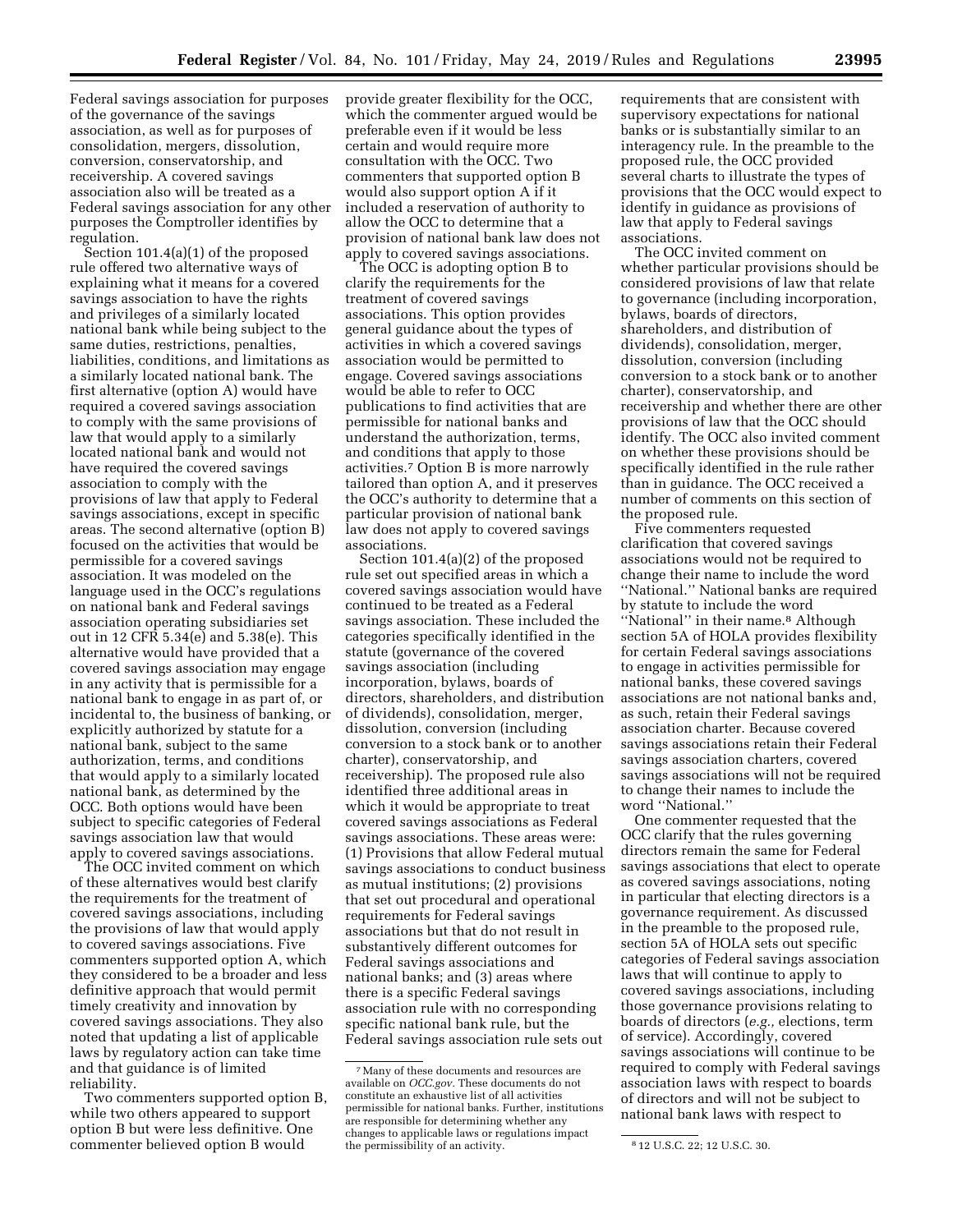Federal savings association for purposes of the governance of the savings association, as well as for purposes of consolidation, mergers, dissolution, conversion, conservatorship, and receivership. A covered savings association also will be treated as a Federal savings association for any other purposes the Comptroller identifies by regulation.

Section 101.4(a)(1) of the proposed rule offered two alternative ways of explaining what it means for a covered savings association to have the rights and privileges of a similarly located national bank while being subject to the same duties, restrictions, penalties, liabilities, conditions, and limitations as a similarly located national bank. The first alternative (option A) would have required a covered savings association to comply with the same provisions of law that would apply to a similarly located national bank and would not have required the covered savings association to comply with the provisions of law that apply to Federal savings associations, except in specific areas. The second alternative (option B) focused on the activities that would be permissible for a covered savings association. It was modeled on the language used in the OCC's regulations on national bank and Federal savings association operating subsidiaries set out in 12 CFR 5.34(e) and 5.38(e). This alternative would have provided that a covered savings association may engage in any activity that is permissible for a national bank to engage in as part of, or incidental to, the business of banking, or explicitly authorized by statute for a national bank, subject to the same authorization, terms, and conditions that would apply to a similarly located national bank, as determined by the OCC. Both options would have been subject to specific categories of Federal savings association law that would apply to covered savings associations.

The OCC invited comment on which of these alternatives would best clarify the requirements for the treatment of covered savings associations, including the provisions of law that would apply to covered savings associations. Five commenters supported option A, which they considered to be a broader and less definitive approach that would permit timely creativity and innovation by covered savings associations. They also noted that updating a list of applicable laws by regulatory action can take time and that guidance is of limited reliability.

Two commenters supported option B, while two others appeared to support option B but were less definitive. One commenter believed option B would provide greater flexibility for the OCC, which the commenter argued would be preferable even if it would be less certain and would require more consultation with the OCC. Two commenters that supported option B would also support option A if it included a reservation of authority to allow the OCC to determine that a provision of national bank law does not apply to covered savings associations.

The OCC is adopting option B to clarify the requirements for the treatment of covered savings associations. This option provides general guidance about the types of activities in which a covered savings association would be permitted to engage. Covered savings associations would be able to refer to OCC publications to find activities that are permissible for national banks and understand the authorization, terms, and conditions that apply to those activities.[7] Option B is more narrowly tailored than option A, and it preserves the OCC's authority to determine that a particular provision of national bank law does not apply to covered savings associations.

Section 101.4(a)(2) of the proposed rule set out specified areas in which a covered savings association would have continued to be treated as a Federal savings association. These included the categories specifically identified in the statute (governance of the covered savings association (including incorporation, bylaws, boards of directors, shareholders, and distribution of dividends), consolidation, merger, dissolution, conversion (including conversion to a stock bank or to another charter), conservatorship, and receivership). The proposed rule also identified three additional areas in which it would be appropriate to treat covered savings associations as Federal savings associations. These areas were: (1) Provisions that allow Federal mutual savings associations to conduct business as mutual institutions; (2) provisions that set out procedural and operational requirements for Federal savings associations but that do not result in substantively different outcomes for Federal savings associations and national banks; and (3) areas where there is a specific Federal savings association rule with no corresponding specific national bank rule, but the Federal savings association rule sets out requirements that are consistent with supervisory expectations for national banks or is substantially similar to an interagency rule. In the preamble to the proposed rule, the OCC provided several charts to illustrate the types of provisions that the OCC would expect to identify in guidance as provisions of law that apply to Federal savings associations.

The OCC invited comment on whether particular provisions should be considered provisions of law that relate to governance (including incorporation, bylaws, boards of directors, shareholders, and distribution of dividends), consolidation, merger, dissolution, conversion (including conversion to a stock bank or to another charter), conservatorship, and receivership and whether there are other provisions of law that the OCC should identify. The OCC also invited comment on whether these provisions should be specifically identified in the rule rather than in guidance. The OCC received a number of comments on this section of the proposed rule.

Five commenters requested clarification that covered savings associations would not be required to change their name to include the word "National." National banks are required by statute to include the word "National" in their name.[8] Although section 5A of HOLA provides flexibility for certain Federal savings associations to engage in activities permissible for national banks, these covered savings associations are not national banks and, as such, retain their Federal savings association charter. Because covered savings associations retain their Federal savings association charters, covered savings associations will not be required to change their names to include the word "National."

One commenter requested that the OCC clarify that the rules governing directors remain the same for Federal savings associations that elect to operate as covered savings associations, noting in particular that electing directors is a governance requirement. As discussed in the preamble to the proposed rule, section 5A of HOLA sets out specific categories of Federal savings association laws that will continue to apply to covered savings associations, including those governance provisions relating to boards of directors (*e.g.,* elections, term of service). Accordingly, covered savings associations will continue to be required to comply with Federal savings association laws with respect to boards of directors and will not be subject to national bank laws with respect to

[7] Many of these documents and resources are available on *OCC.gov*. These documents do not constitute an exhaustive list of all activities permissible for national banks. Further, institutions are responsible for determining whether any changes to applicable laws or regulations impact the permissibility of an activity.

[8] 12 U.S.C. 22; 12 U.S.C. 30.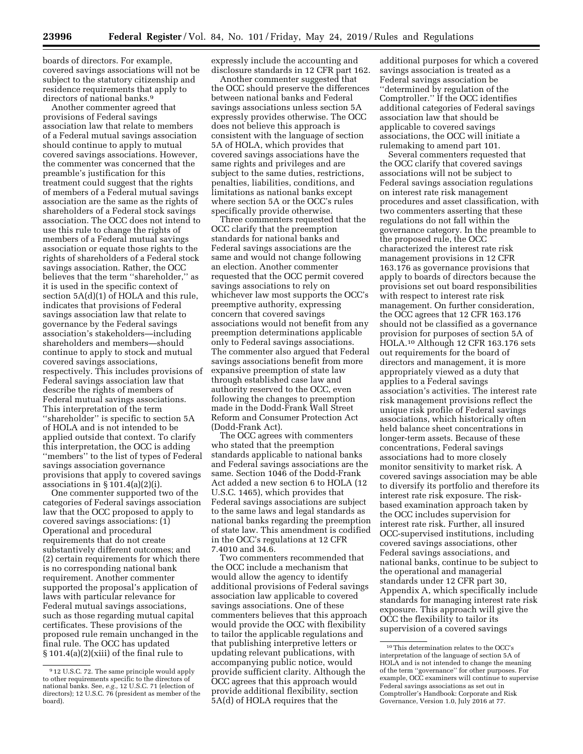boards of directors. For example, covered savings associations will not be subject to the statutory citizenship and residence requirements that apply to directors of national banks.[9]

Another commenter agreed that provisions of Federal savings association law that relate to members of a Federal mutual savings association should continue to apply to mutual covered savings associations. However, the commenter was concerned that the preamble's justification for this treatment could suggest that the rights of members of a Federal mutual savings association are the same as the rights of shareholders of a Federal stock savings association. The OCC does not intend to use this rule to change the rights of members of a Federal mutual savings association or equate those rights to the rights of shareholders of a Federal stock savings association. Rather, the OCC believes that the term "shareholder," as it is used in the specific context of section 5A(d)(1) of HOLA and this rule, indicates that provisions of Federal savings association law that relate to governance by the Federal savings association's stakeholders—including shareholders and members—should continue to apply to stock and mutual covered savings associations, respectively. This includes provisions of Federal savings association law that describe the rights of members of Federal mutual savings associations. This interpretation of the term "shareholder" is specific to section 5A of HOLA and is not intended to be applied outside that context. To clarify this interpretation, the OCC is adding "members" to the list of types of Federal savings association governance provisions that apply to covered savings associations in § 101.4(a)(2)(i).

One commenter supported two of the categories of Federal savings association law that the OCC proposed to apply to covered savings associations: (1) Operational and procedural requirements that do not create substantively different outcomes; and (2) certain requirements for which there is no corresponding national bank requirement. Another commenter supported the proposal's application of laws with particular relevance for Federal mutual savings associations, such as those regarding mutual capital certificates. These provisions of the proposed rule remain unchanged in the final rule. The OCC has updated § 101.4(a)(2)(xiii) of the final rule to expressly include the accounting and disclosure standards in 12 CFR part 162.

Another commenter suggested that the OCC should preserve the differences between national banks and Federal savings associations unless section 5A expressly provides otherwise. The OCC does not believe this approach is consistent with the language of section 5A of HOLA, which provides that covered savings associations have the same rights and privileges and are subject to the same duties, restrictions, penalties, liabilities, conditions, and limitations as national banks except where section 5A or the OCC's rules specifically provide otherwise.

Three commenters requested that the OCC clarify that the preemption standards for national banks and Federal savings associations are the same and would not change following an election. Another commenter requested that the OCC permit covered savings associations to rely on whichever law most supports the OCC's preemptive authority, expressing concern that covered savings associations would not benefit from any preemption determinations applicable only to Federal savings associations. The commenter also argued that Federal savings associations benefit from more expansive preemption of state law through established case law and authority reserved to the OCC, even following the changes to preemption made in the Dodd-Frank Wall Street Reform and Consumer Protection Act (Dodd-Frank Act).

The OCC agrees with commenters who stated that the preemption standards applicable to national banks and Federal savings associations are the same. Section 1046 of the Dodd-Frank Act added a new section 6 to HOLA (12 U.S.C. 1465), which provides that Federal savings associations are subject to the same laws and legal standards as national banks regarding the preemption of state law. This amendment is codified in the OCC's regulations at 12 CFR 7.4010 and 34.6.

Two commenters recommended that the OCC include a mechanism that would allow the agency to identify additional provisions of Federal savings association law applicable to covered savings associations. One of these commenters believes that this approach would provide the OCC with flexibility to tailor the applicable regulations and that publishing interpretive letters or updating relevant publications, with accompanying public notice, would provide sufficient clarity. Although the OCC agrees that this approach would provide additional flexibility, section 5A(d) of HOLA requires that the additional purposes for which a covered savings association is treated as a Federal savings association be "determined by regulation of the Comptroller." If the OCC identifies additional categories of Federal savings association law that should be applicable to covered savings associations, the OCC will initiate a rulemaking to amend part 101.

Several commenters requested that the OCC clarify that covered savings associations will not be subject to Federal savings association regulations on interest rate risk management procedures and asset classification, with two commenters asserting that these regulations do not fall within the governance category. In the preamble to the proposed rule, the OCC characterized the interest rate risk management provisions in 12 CFR 163.176 as governance provisions that apply to boards of directors because the provisions set out board responsibilities with respect to interest rate risk management. On further consideration, the OCC agrees that 12 CFR 163.176 should not be classified as a governance provision for purposes of section 5A of HOLA.[10] Although 12 CFR 163.176 sets out requirements for the board of directors and management, it is more appropriately viewed as a duty that applies to a Federal savings association's activities. The interest rate risk management provisions reflect the unique risk profile of Federal savings associations, which historically often held balance sheet concentrations in longer-term assets. Because of these concentrations, Federal savings associations had to more closely monitor sensitivity to market risk. A covered savings association may be able to diversify its portfolio and therefore its interest rate risk exposure. The risk-based examination approach taken by the OCC includes supervision for interest rate risk. Further, all insured OCC-supervised institutions, including covered savings associations, other Federal savings associations, and national banks, continue to be subject to the operational and managerial standards under 12 CFR part 30, Appendix A, which specifically include standards for managing interest rate risk exposure. This approach will give the OCC the flexibility to tailor its supervision of a covered savings

[9] 12 U.S.C. 72. The same principle would apply to other requirements specific to the directors of national banks. See, *e.g.*, 12 U.S.C. 71 (election of directors); 12 U.S.C. 76 (president as member of the board).

[10] This determination relates to the OCC's interpretation of the language of section 5A of HOLA and is not intended to change the meaning of the term "governance" for other purposes. For example, OCC examiners will continue to supervise Federal savings associations as set out in Comptroller's Handbook: Corporate and Risk Governance, Version 1.0, July 2016 at 77.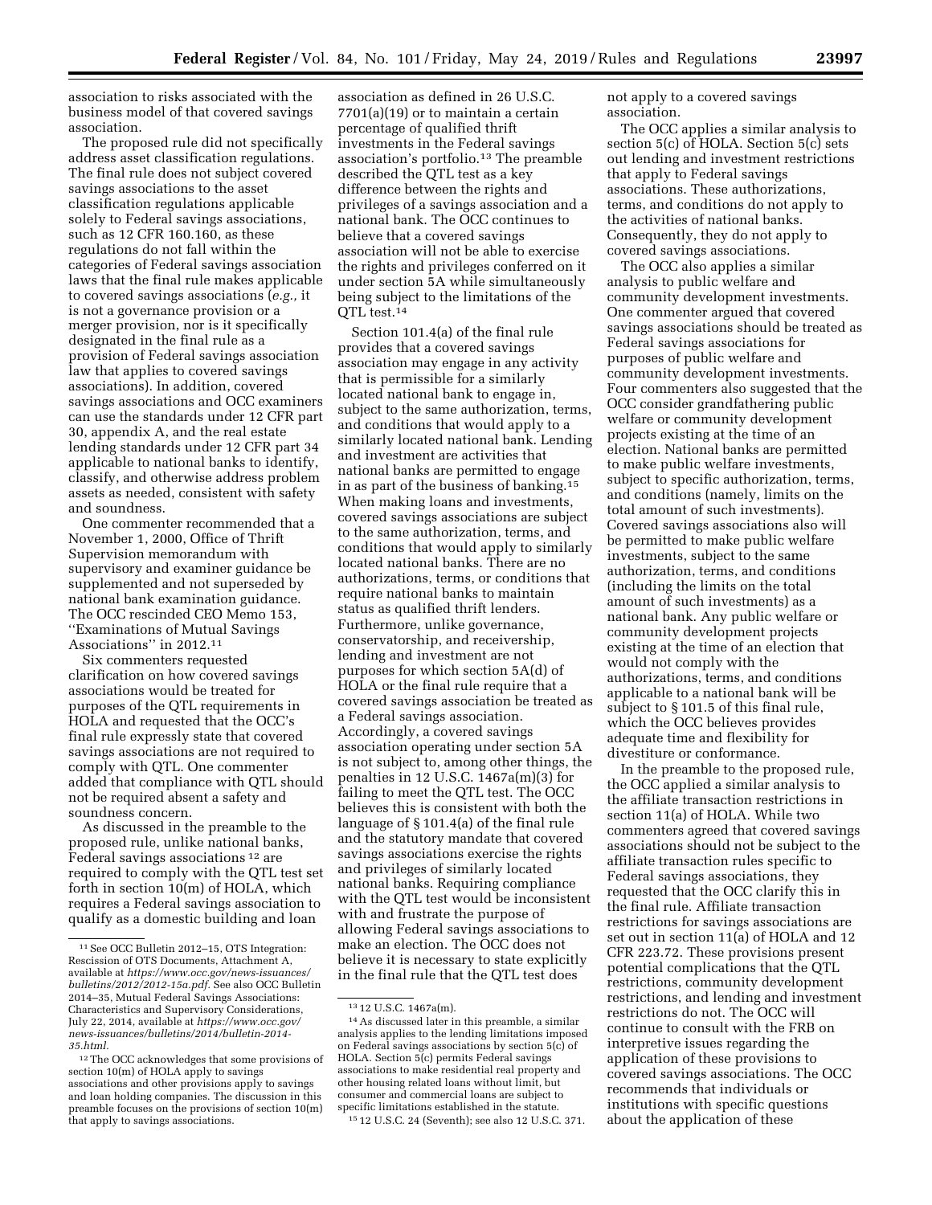association to risks associated with the business model of that covered savings association.

The proposed rule did not specifically address asset classification regulations. The final rule does not subject covered savings associations to the asset classification regulations applicable solely to Federal savings associations, such as 12 CFR 160.160, as these regulations do not fall within the categories of Federal savings association laws that the final rule makes applicable to covered savings associations (*e.g.,* it is not a governance provision or a merger provision, nor is it specifically designated in the final rule as a provision of Federal savings association law that applies to covered savings associations). In addition, covered savings associations and OCC examiners can use the standards under 12 CFR part 30, appendix A, and the real estate lending standards under 12 CFR part 34 applicable to national banks to identify, classify, and otherwise address problem assets as needed, consistent with safety and soundness.

One commenter recommended that a November 1, 2000, Office of Thrift Supervision memorandum with supervisory and examiner guidance be supplemented and not superseded by national bank examination guidance. The OCC rescinded CEO Memo 153, ''Examinations of Mutual Savings Associations'' in 2012.[11]

Six commenters requested clarification on how covered savings associations would be treated for purposes of the QTL requirements in HOLA and requested that the OCC's final rule expressly state that covered savings associations are not required to comply with QTL. One commenter added that compliance with QTL should not be required absent a safety and soundness concern.

As discussed in the preamble to the proposed rule, unlike national banks, Federal savings associations [12] are required to comply with the QTL test set forth in section 10(m) of HOLA, which requires a Federal savings association to qualify as a domestic building and loan association as defined in 26 U.S.C. 7701(a)(19) or to maintain a certain percentage of qualified thrift investments in the Federal savings association's portfolio.[13] The preamble described the QTL test as a key difference between the rights and privileges of a savings association and a national bank. The OCC continues to believe that a covered savings association will not be able to exercise the rights and privileges conferred on it under section 5A while simultaneously being subject to the limitations of the QTL test.[14]

Section 101.4(a) of the final rule provides that a covered savings association may engage in any activity that is permissible for a similarly located national bank to engage in, subject to the same authorization, terms, and conditions that would apply to a similarly located national bank. Lending and investment are activities that national banks are permitted to engage in as part of the business of banking.[15] When making loans and investments, covered savings associations are subject to the same authorization, terms, and conditions that would apply to similarly located national banks. There are no authorizations, terms, or conditions that require national banks to maintain status as qualified thrift lenders. Furthermore, unlike governance, conservatorship, and receivership, lending and investment are not purposes for which section 5A(d) of HOLA or the final rule require that a covered savings association be treated as a Federal savings association. Accordingly, a covered savings association operating under section 5A is not subject to, among other things, the penalties in 12 U.S.C. 1467a(m)(3) for failing to meet the QTL test. The OCC believes this is consistent with both the language of § 101.4(a) of the final rule and the statutory mandate that covered savings associations exercise the rights and privileges of similarly located national banks. Requiring compliance with the QTL test would be inconsistent with and frustrate the purpose of allowing Federal savings associations to make an election. The OCC does not believe it is necessary to state explicitly in the final rule that the QTL test does not apply to a covered savings association.

The OCC applies a similar analysis to section 5(c) of HOLA. Section 5(c) sets out lending and investment restrictions that apply to Federal savings associations. These authorizations, terms, and conditions do not apply to the activities of national banks. Consequently, they do not apply to covered savings associations.

The OCC also applies a similar analysis to public welfare and community development investments. One commenter argued that covered savings associations should be treated as Federal savings associations for purposes of public welfare and community development investments. Four commenters also suggested that the OCC consider grandfathering public welfare or community development projects existing at the time of an election. National banks are permitted to make public welfare investments, subject to specific authorization, terms, and conditions (namely, limits on the total amount of such investments). Covered savings associations also will be permitted to make public welfare investments, subject to the same authorization, terms, and conditions (including the limits on the total amount of such investments) as a national bank. Any public welfare or community development projects existing at the time of an election that would not comply with the authorizations, terms, and conditions applicable to a national bank will be subject to § 101.5 of this final rule, which the OCC believes provides adequate time and flexibility for divestiture or conformance.

In the preamble to the proposed rule, the OCC applied a similar analysis to the affiliate transaction restrictions in section 11(a) of HOLA. While two commenters agreed that covered savings associations should not be subject to the affiliate transaction rules specific to Federal savings associations, they requested that the OCC clarify this in the final rule. Affiliate transaction restrictions for savings associations are set out in section 11(a) of HOLA and 12 CFR 223.72. These provisions present potential complications that the QTL restrictions, community development restrictions, and lending and investment restrictions do not. The OCC will continue to consult with the FRB on interpretive issues regarding the application of these provisions to covered savings associations. The OCC recommends that individuals or institutions with specific questions about the application of these

---

[11] See OCC Bulletin 2012–15, OTS Integration: Rescission of OTS Documents, Attachment A, available at *https://www.occ.gov/news-issuances/bulletins/2012/2012-15a.pdf.* See also OCC Bulletin 2014–35, Mutual Federal Savings Associations: Characteristics and Supervisory Considerations, July 22, 2014, available at *https://www.occ.gov/news-issuances/bulletins/2014/bulletin-2014-35.html.*

[12] The OCC acknowledges that some provisions of section 10(m) of HOLA apply to savings associations and other provisions apply to savings and loan holding companies. The discussion in this preamble focuses on the provisions of section 10(m) that apply to savings associations.

[13] 12 U.S.C. 1467a(m).

[14] As discussed later in this preamble, a similar analysis applies to the lending limitations imposed on Federal savings associations by section 5(c) of HOLA. Section 5(c) permits Federal savings associations to make residential real property and other housing related loans without limit, but consumer and commercial loans are subject to specific limitations established in the statute.

[15] 12 U.S.C. 24 (Seventh); see also 12 U.S.C. 371.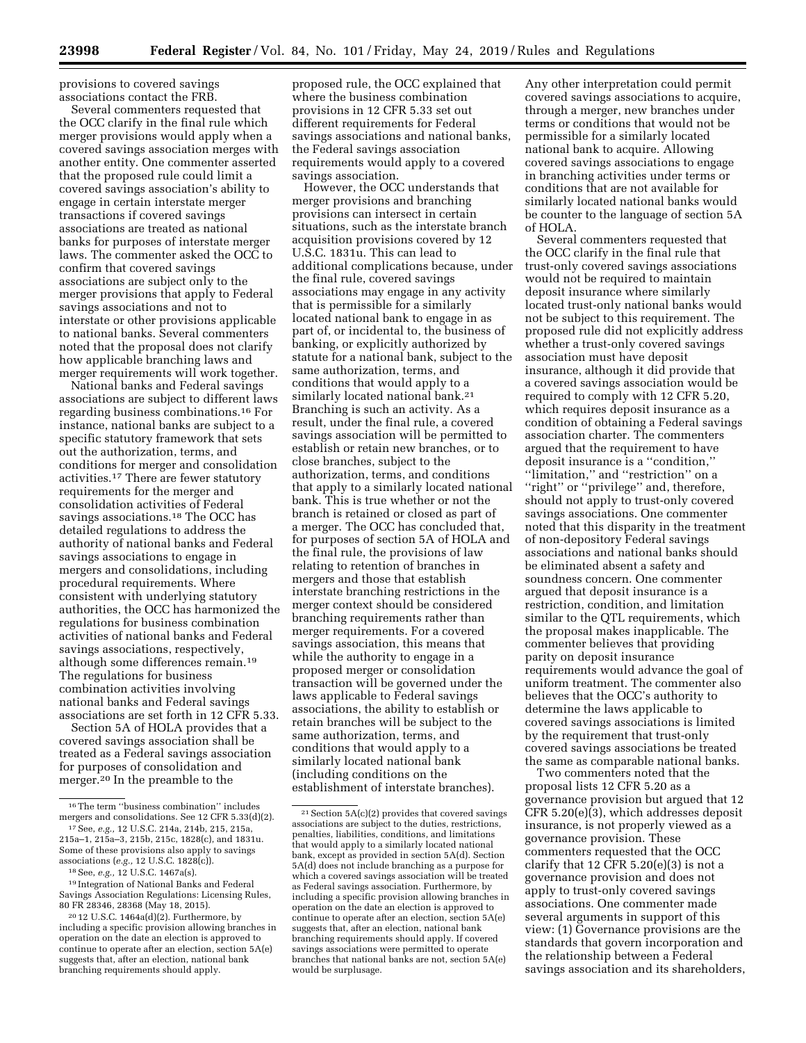provisions to covered savings associations contact the FRB.

Several commenters requested that the OCC clarify in the final rule which merger provisions would apply when a covered savings association merges with another entity. One commenter asserted that the proposed rule could limit a covered savings association's ability to engage in certain interstate merger transactions if covered savings associations are treated as national banks for purposes of interstate merger laws. The commenter asked the OCC to confirm that covered savings associations are subject only to the merger provisions that apply to Federal savings associations and not to interstate or other provisions applicable to national banks. Several commenters noted that the proposal does not clarify how applicable branching laws and merger requirements will work together.

National banks and Federal savings associations are subject to different laws regarding business combinations.[16] For instance, national banks are subject to a specific statutory framework that sets out the authorization, terms, and conditions for merger and consolidation activities.[17] There are fewer statutory requirements for the merger and consolidation activities of Federal savings associations.[18] The OCC has detailed regulations to address the authority of national banks and Federal savings associations to engage in mergers and consolidations, including procedural requirements. Where consistent with underlying statutory authorities, the OCC has harmonized the regulations for business combination activities of national banks and Federal savings associations, respectively, although some differences remain.[19] The regulations for business combination activities involving national banks and Federal savings associations are set forth in 12 CFR 5.33.

Section 5A of HOLA provides that a covered savings association shall be treated as a Federal savings association for purposes of consolidation and merger.[20] In the preamble to the proposed rule, the OCC explained that where the business combination provisions in 12 CFR 5.33 set out different requirements for Federal savings associations and national banks, the Federal savings association requirements would apply to a covered savings association.

However, the OCC understands that merger provisions and branching provisions can intersect in certain situations, such as the interstate branch acquisition provisions covered by 12 U.S.C. 1831u. This can lead to additional complications because, under the final rule, covered savings associations may engage in any activity that is permissible for a similarly located national bank to engage in as part of, or incidental to, the business of banking, or explicitly authorized by statute for a national bank, subject to the same authorization, terms, and conditions that would apply to a similarly located national bank.[21] Branching is such an activity. As a result, under the final rule, a covered savings association will be permitted to establish or retain new branches, or to close branches, subject to the authorization, terms, and conditions that apply to a similarly located national bank. This is true whether or not the branch is retained or closed as part of a merger. The OCC has concluded that, for purposes of section 5A of HOLA and the final rule, the provisions of law relating to retention of branches in mergers and those that establish interstate branching restrictions in the merger context should be considered branching requirements rather than merger requirements. For a covered savings association, this means that while the authority to engage in a proposed merger or consolidation transaction will be governed under the laws applicable to Federal savings associations, the ability to establish or retain branches will be subject to the same authorization, terms, and conditions that would apply to a similarly located national bank (including conditions on the establishment of interstate branches). Any other interpretation could permit covered savings associations to acquire, through a merger, new branches under terms or conditions that would not be permissible for a similarly located national bank to acquire. Allowing covered savings associations to engage in branching activities under terms or conditions that are not available for similarly located national banks would be counter to the language of section 5A of HOLA.

Several commenters requested that the OCC clarify in the final rule that trust-only covered savings associations would not be required to maintain deposit insurance where similarly located trust-only national banks would not be subject to this requirement. The proposed rule did not explicitly address whether a trust-only covered savings association must have deposit insurance, although it did provide that a covered savings association would be required to comply with 12 CFR 5.20, which requires deposit insurance as a condition of obtaining a Federal savings association charter. The commenters argued that the requirement to have deposit insurance is a "condition," "limitation," and "restriction" on a "right" or "privilege" and, therefore, should not apply to trust-only covered savings associations. One commenter noted that this disparity in the treatment of non-depository Federal savings associations and national banks should be eliminated absent a safety and soundness concern. One commenter argued that deposit insurance is a restriction, condition, and limitation similar to the QTL requirements, which the proposal makes inapplicable. The commenter believes that providing parity on deposit insurance requirements would advance the goal of uniform treatment. The commenter also believes that the OCC's authority to determine the laws applicable to covered savings associations is limited by the requirement that trust-only covered savings associations be treated the same as comparable national banks.

Two commenters noted that the proposal lists 12 CFR 5.20 as a governance provision but argued that 12 CFR 5.20(e)(3), which addresses deposit insurance, is not properly viewed as a governance provision. These commenters requested that the OCC clarify that 12 CFR 5.20(e)(3) is not a governance provision and does not apply to trust-only covered savings associations. One commenter made several arguments in support of this view: (1) Governance provisions are the standards that govern incorporation and the relationship between a Federal savings association and its shareholders,

---

[16] The term "business combination" includes mergers and consolidations. See 12 CFR 5.33(d)(2).

[17] See, *e.g.,* 12 U.S.C. 214a, 214b, 215, 215a, 215a–1, 215a–3, 215b, 215c, 1828(c), and 1831u. Some of these provisions also apply to savings associations (*e.g.,* 12 U.S.C. 1828(c)).

[18] See, *e.g.,* 12 U.S.C. 1467a(s).

[19] Integration of National Banks and Federal Savings Association Regulations: Licensing Rules, 80 FR 28346, 28368 (May 18, 2015).

[20] 12 U.S.C. 1464a(d)(2). Furthermore, by including a specific provision allowing branches in operation on the date an election is approved to continue to operate after an election, section 5A(e) suggests that, after an election, national bank branching requirements should apply.

[21] Section 5A(c)(2) provides that covered savings associations are subject to the duties, restrictions, penalties, liabilities, conditions, and limitations that would apply to a similarly located national bank, except as provided in section 5A(d). Section 5A(d) does not include branching as a purpose for which a covered savings association will be treated as Federal savings association. Furthermore, by including a specific provision allowing branches in operation on the date an election is approved to continue to operate after an election, section 5A(e) suggests that, after an election, national bank branching requirements should apply. If covered savings associations were permitted to operate branches that national banks are not, section 5A(e) would be surplusage.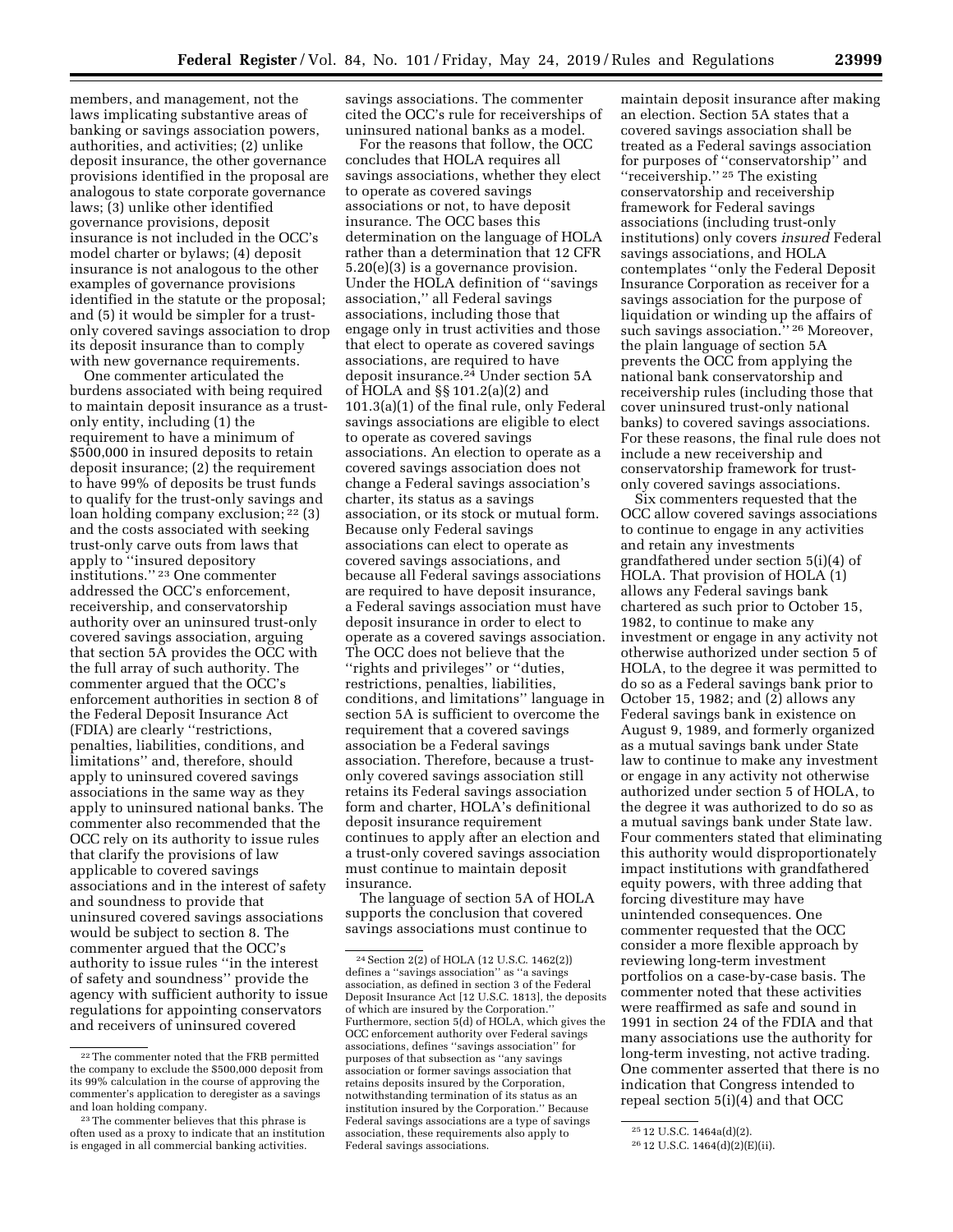members, and management, not the laws implicating substantive areas of banking or savings association powers, authorities, and activities; (2) unlike deposit insurance, the other governance provisions identified in the proposal are analogous to state corporate governance laws; (3) unlike other identified governance provisions, deposit insurance is not included in the OCC's model charter or bylaws; (4) deposit insurance is not analogous to the other examples of governance provisions identified in the statute or the proposal; and (5) it would be simpler for a trust-only covered savings association to drop its deposit insurance than to comply with new governance requirements.

One commenter articulated the burdens associated with being required to maintain deposit insurance as a trust-only entity, including (1) the requirement to have a minimum of $500,000 in insured deposits to retain deposit insurance; (2) the requirement to have 99% of deposits be trust funds to qualify for the trust-only savings and loan holding company exclusion; [22] (3) and the costs associated with seeking trust-only carve outs from laws that apply to "insured depository institutions." [23] One commenter addressed the OCC's enforcement, receivership, and conservatorship authority over an uninsured trust-only covered savings association, arguing that section 5A provides the OCC with the full array of such authority. The commenter argued that the OCC's enforcement authorities in section 8 of the Federal Deposit Insurance Act (FDIA) are clearly "restrictions, penalties, liabilities, conditions, and limitations" and, therefore, should apply to uninsured covered savings associations in the same way as they apply to uninsured national banks. The commenter also recommended that the OCC rely on its authority to issue rules that clarify the provisions of law applicable to covered savings associations and in the interest of safety and soundness to provide that uninsured covered savings associations would be subject to section 8. The commenter argued that the OCC's authority to issue rules "in the interest of safety and soundness" provide the agency with sufficient authority to issue regulations for appointing conservators and receivers of uninsured covered savings associations. The commenter cited the OCC's rule for receiverships of uninsured national banks as a model.

For the reasons that follow, the OCC concludes that HOLA requires all savings associations, whether they elect to operate as covered savings associations or not, to have deposit insurance. The OCC bases this determination on the language of HOLA rather than a determination that 12 CFR 5.20(e)(3) is a governance provision. Under the HOLA definition of "savings association," all Federal savings associations, including those that engage only in trust activities and those that elect to operate as covered savings associations, are required to have deposit insurance.[24] Under section 5A of HOLA and §§ 101.2(a)(2) and 101.3(a)(1) of the final rule, only Federal savings associations are eligible to elect to operate as covered savings associations. An election to operate as a covered savings association does not change a Federal savings association's charter, its status as a savings association, or its stock or mutual form. Because only Federal savings associations can elect to operate as covered savings associations, and because all Federal savings associations are required to have deposit insurance, a Federal savings association must have deposit insurance in order to elect to operate as a covered savings association. The OCC does not believe that the "rights and privileges" or "duties, restrictions, penalties, liabilities, conditions, and limitations" language in section 5A is sufficient to overcome the requirement that a covered savings association be a Federal savings association. Therefore, because a trust-only covered savings association still retains its Federal savings association form and charter, HOLA's definitional deposit insurance requirement continues to apply after an election and a trust-only covered savings association must continue to maintain deposit insurance.

The language of section 5A of HOLA supports the conclusion that covered savings associations must continue to maintain deposit insurance after making an election. Section 5A states that a covered savings association shall be treated as a Federal savings association for purposes of "conservatorship" and "receivership." [25] The existing conservatorship and receivership framework for Federal savings associations (including trust-only institutions) only covers *insured* Federal savings associations, and HOLA contemplates "only the Federal Deposit Insurance Corporation as receiver for a savings association for the purpose of liquidation or winding up the affairs of such savings association." [26] Moreover, the plain language of section 5A prevents the OCC from applying the national bank conservatorship and receivership rules (including those that cover uninsured trust-only national banks) to covered savings associations. For these reasons, the final rule does not include a new receivership and conservatorship framework for trust-only covered savings associations.

Six commenters requested that the OCC allow covered savings associations to continue to engage in any activities and retain any investments grandfathered under section 5(i)(4) of HOLA. That provision of HOLA (1) allows any Federal savings bank chartered as such prior to October 15, 1982, to continue to make any investment or engage in any activity not otherwise authorized under section 5 of HOLA, to the degree it was permitted to do so as a Federal savings bank prior to October 15, 1982; and (2) allows any Federal savings bank in existence on August 9, 1989, and formerly organized as a mutual savings bank under State law to continue to make any investment or engage in any activity not otherwise authorized under section 5 of HOLA, to the degree it was authorized to do so as a mutual savings bank under State law. Four commenters stated that eliminating this authority would disproportionately impact institutions with grandfathered equity powers, with three adding that forcing divestiture may have unintended consequences. One commenter requested that the OCC consider a more flexible approach by reviewing long-term investment portfolios on a case-by-case basis. The commenter noted that these activities were reaffirmed as safe and sound in 1991 in section 24 of the FDIA and that many associations use the authority for long-term investing, not active trading. One commenter asserted that there is no indication that Congress intended to repeal section 5(i)(4) and that OCC

---

[22] The commenter noted that the FRB permitted the company to exclude the $500,000 deposit from its 99% calculation in the course of approving the commenter's application to deregister as a savings and loan holding company.

[23] The commenter believes that this phrase is often used as a proxy to indicate that an institution is engaged in all commercial banking activities.

[24] Section 2(2) of HOLA (12 U.S.C. 1462(2)) defines a "savings association" as "a savings association, as defined in section 3 of the Federal Deposit Insurance Act [12 U.S.C. 1813], the deposits of which are insured by the Corporation." Furthermore, section 5(d) of HOLA, which gives the OCC enforcement authority over Federal savings associations, defines "savings association" for purposes of that subsection as "any savings association or former savings association that retains deposits insured by the Corporation, notwithstanding termination of its status as an institution insured by the Corporation." Because Federal savings associations are a type of savings association, these requirements also apply to Federal savings associations.

[25] 12 U.S.C. 1464a(d)(2).

[26] 12 U.S.C. 1464(d)(2)(E)(ii).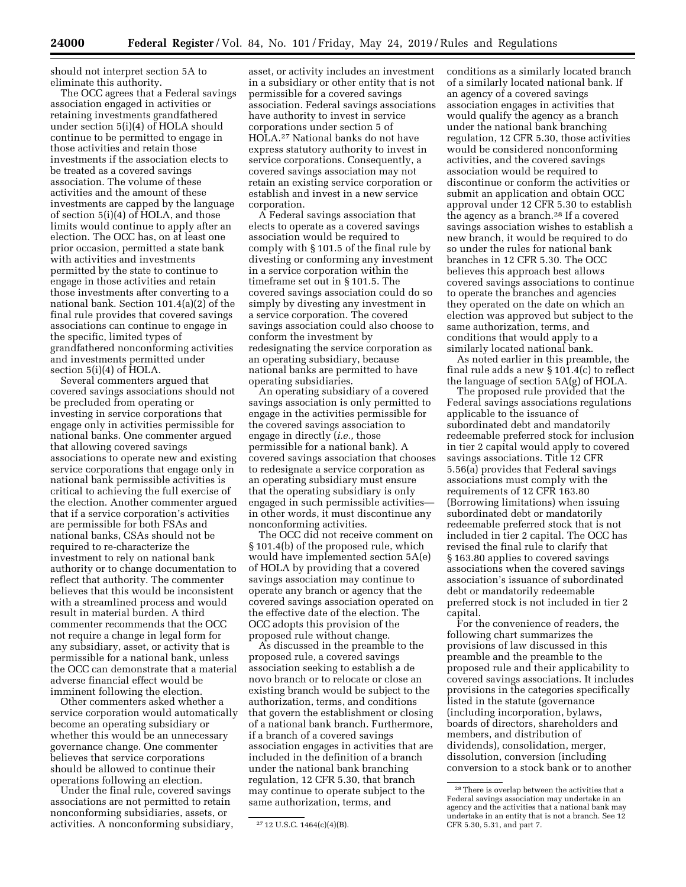should not interpret section 5A to eliminate this authority.

The OCC agrees that a Federal savings association engaged in activities or retaining investments grandfathered under section 5(i)(4) of HOLA should continue to be permitted to engage in those activities and retain those investments if the association elects to be treated as a covered savings association. The volume of these activities and the amount of these investments are capped by the language of section 5(i)(4) of HOLA, and those limits would continue to apply after an election. The OCC has, on at least one prior occasion, permitted a state bank with activities and investments permitted by the state to continue to engage in those activities and retain those investments after converting to a national bank. Section 101.4(a)(2) of the final rule provides that covered savings associations can continue to engage in the specific, limited types of grandfathered nonconforming activities and investments permitted under section 5(i)(4) of HOLA.

Several commenters argued that covered savings associations should not be precluded from operating or investing in service corporations that engage only in activities permissible for national banks. One commenter argued that allowing covered savings associations to operate new and existing service corporations that engage only in national bank permissible activities is critical to achieving the full exercise of the election. Another commenter argued that if a service corporation's activities are permissible for both FSAs and national banks, CSAs should not be required to re-characterize the investment to rely on national bank authority or to change documentation to reflect that authority. The commenter believes that this would be inconsistent with a streamlined process and would result in material burden. A third commenter recommends that the OCC not require a change in legal form for any subsidiary, asset, or activity that is permissible for a national bank, unless the OCC can demonstrate that a material adverse financial effect would be imminent following the election.

Other commenters asked whether a service corporation would automatically become an operating subsidiary or whether this would be an unnecessary governance change. One commenter believes that service corporations should be allowed to continue their operations following an election.

Under the final rule, covered savings associations are not permitted to retain nonconforming subsidiaries, assets, or activities. A nonconforming subsidiary, asset, or activity includes an investment in a subsidiary or other entity that is not permissible for a covered savings association. Federal savings associations have authority to invest in service corporations under section 5 of HOLA.[27] National banks do not have express statutory authority to invest in service corporations. Consequently, a covered savings association may not retain an existing service corporation or establish and invest in a new service corporation.

A Federal savings association that elects to operate as a covered savings association would be required to comply with § 101.5 of the final rule by divesting or conforming any investment in a service corporation within the timeframe set out in § 101.5. The covered savings association could do so simply by divesting any investment in a service corporation. The covered savings association could also choose to conform the investment by redesignating the service corporation as an operating subsidiary, because national banks are permitted to have operating subsidiaries.

An operating subsidiary of a covered savings association is only permitted to engage in the activities permissible for the covered savings association to engage in directly (*i.e.,* those permissible for a national bank). A covered savings association that chooses to redesignate a service corporation as an operating subsidiary must ensure that the operating subsidiary is only engaged in such permissible activities—in other words, it must discontinue any nonconforming activities.

The OCC did not receive comment on § 101.4(b) of the proposed rule, which would have implemented section 5A(e) of HOLA by providing that a covered savings association may continue to operate any branch or agency that the covered savings association operated on the effective date of the election. The OCC adopts this provision of the proposed rule without change.

As discussed in the preamble to the proposed rule, a covered savings association seeking to establish a de novo branch or to relocate or close an existing branch would be subject to the authorization, terms, and conditions that govern the establishment or closing of a national bank branch. Furthermore, if a branch of a covered savings association engages in activities that are included in the definition of a branch under the national bank branching regulation, 12 CFR 5.30, that branch may continue to operate subject to the same authorization, terms, and conditions as a similarly located branch of a similarly located national bank. If an agency of a covered savings association engages in activities that would qualify the agency as a branch under the national bank branching regulation, 12 CFR 5.30, those activities would be considered nonconforming activities, and the covered savings association would be required to discontinue or conform the activities or submit an application and obtain OCC approval under 12 CFR 5.30 to establish the agency as a branch.[28] If a covered savings association wishes to establish a new branch, it would be required to do so under the rules for national bank branches in 12 CFR 5.30. The OCC believes this approach best allows covered savings associations to continue to operate the branches and agencies they operated on the date on which an election was approved but subject to the same authorization, terms, and conditions that would apply to a similarly located national bank.

As noted earlier in this preamble, the final rule adds a new § 101.4(c) to reflect the language of section 5A(g) of HOLA.

The proposed rule provided that the Federal savings associations regulations applicable to the issuance of subordinated debt and mandatorily redeemable preferred stock for inclusion in tier 2 capital would apply to covered savings associations. Title 12 CFR 5.56(a) provides that Federal savings associations must comply with the requirements of 12 CFR 163.80 (Borrowing limitations) when issuing subordinated debt or mandatorily redeemable preferred stock that is not included in tier 2 capital. The OCC has revised the final rule to clarify that § 163.80 applies to covered savings associations when the covered savings association's issuance of subordinated debt or mandatorily redeemable preferred stock is not included in tier 2 capital.

For the convenience of readers, the following chart summarizes the provisions of law discussed in this preamble and the preamble to the proposed rule and their applicability to covered savings associations. It includes provisions in the categories specifically listed in the statute (governance (including incorporation, bylaws, boards of directors, shareholders and members, and distribution of dividends), consolidation, merger, dissolution, conversion (including conversion to a stock bank or to another

[27] 12 U.S.C. 1464(c)(4)(B).

[28] There is overlap between the activities that a Federal savings association may undertake in an agency and the activities that a national bank may undertake in an entity that is not a branch. See 12 CFR 5.30, 5.31, and part 7.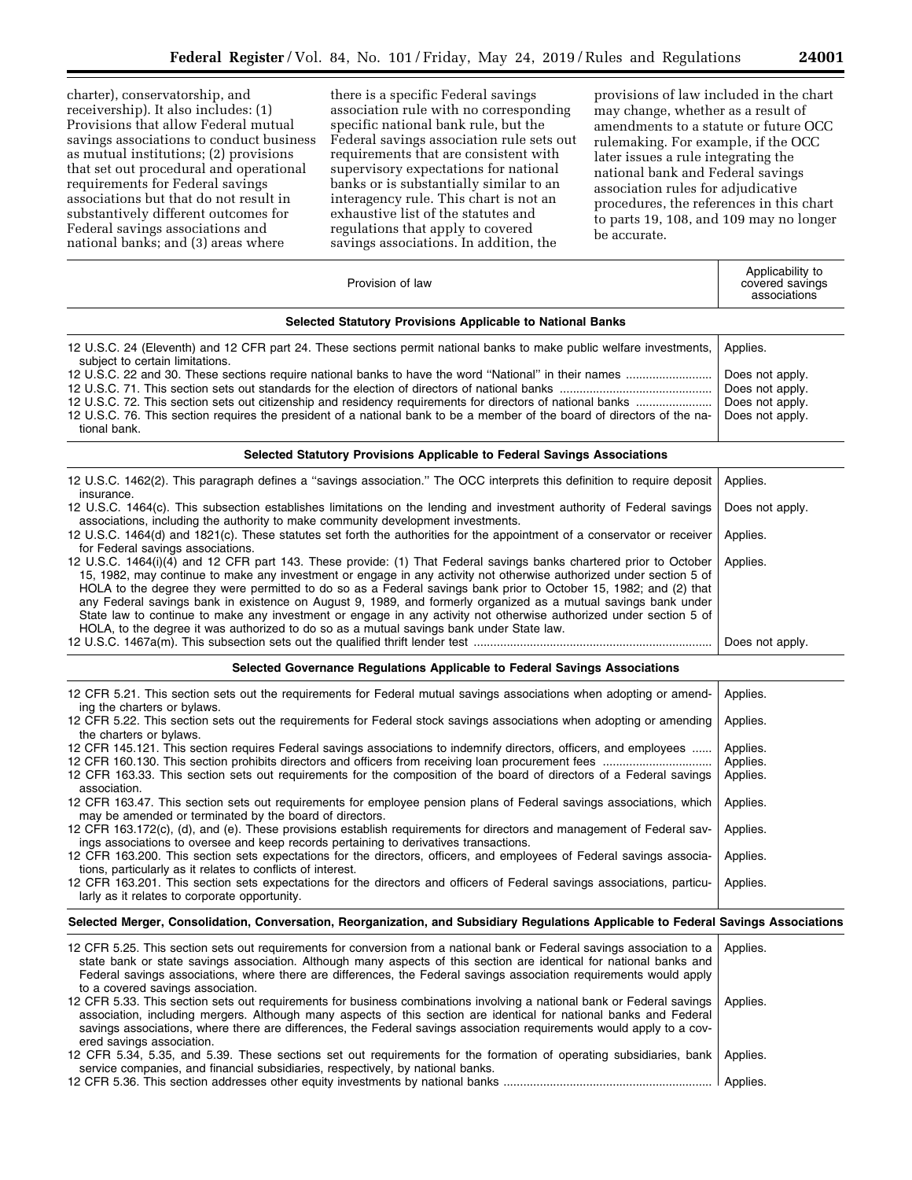charter), conservatorship, and receivership). It also includes: (1) Provisions that allow Federal mutual savings associations to conduct business as mutual institutions; (2) provisions that set out procedural and operational requirements for Federal savings associations but that do not result in substantively different outcomes for Federal savings associations and national banks; and (3) areas where there is a specific Federal savings association rule with no corresponding specific national bank rule, but the Federal savings association rule sets out requirements that are consistent with supervisory expectations for national banks or is substantially similar to an interagency rule. This chart is not an exhaustive list of the statutes and regulations that apply to covered savings associations. In addition, the provisions of law included in the chart may change, whether as a result of amendments to a statute or future OCC rulemaking. For example, if the OCC later issues a rule integrating the national bank and Federal savings association rules for adjudicative procedures, the references in this chart to parts 19, 108, and 109 may no longer be accurate.

| Provision of law | Applicability to covered savings associations |
|---|---|
| **Selected Statutory Provisions Applicable to National Banks** | |
| 12 U.S.C. 24 (Eleventh) and 12 CFR part 24. These sections permit national banks to make public welfare investments, subject to certain limitations. | Applies. |
| 12 U.S.C. 22 and 30. These sections require national banks to have the word "National" in their names | Does not apply. |
| 12 U.S.C. 71. This section sets out standards for the election of directors of national banks | Does not apply. |
| 12 U.S.C. 72. This section sets out citizenship and residency requirements for directors of national banks | Does not apply. |
| 12 U.S.C. 76. This section requires the president of a national bank to be a member of the board of directors of the national bank. | Does not apply. |
| **Selected Statutory Provisions Applicable to Federal Savings Associations** | |
| 12 U.S.C. 1462(2). This paragraph defines a "savings association." The OCC interprets this definition to require deposit insurance. | Applies. |
| 12 U.S.C. 1464(c). This subsection establishes limitations on the lending and investment authority of Federal savings associations, including the authority to make community development investments. | Does not apply. |
| 12 U.S.C. 1464(d) and 1821(c). These statutes set forth the authorities for the appointment of a conservator or receiver for Federal savings associations. | Applies. |
| 12 U.S.C. 1464(i)(4) and 12 CFR part 143. These provide: (1) That Federal savings banks chartered prior to October 15, 1982, may continue to make any investment or engage in any activity not otherwise authorized under section 5 of HOLA to the degree they were permitted to do so as a Federal savings bank prior to October 15, 1982; and (2) that any Federal savings bank in existence on August 9, 1989, and formerly organized as a mutual savings bank under State law to continue to make any investment or engage in any activity not otherwise authorized under section 5 of HOLA, to the degree it was authorized to do so as a mutual savings bank under State law. | Applies. |
| 12 U.S.C. 1467a(m). This subsection sets out the qualified thrift lender test | Does not apply. |
| **Selected Governance Regulations Applicable to Federal Savings Associations** | |
| 12 CFR 5.21. This section sets out the requirements for Federal mutual savings associations when adopting or amending the charters or bylaws. | Applies. |
| 12 CFR 5.22. This section sets out the requirements for Federal stock savings associations when adopting or amending the charters or bylaws. | Applies. |
| 12 CFR 145.121. This section requires Federal savings associations to indemnify directors, officers, and employees | Applies. |
| 12 CFR 160.130. This section prohibits directors and officers from receiving loan procurement fees | Applies. |
| 12 CFR 163.33. This section sets out requirements for the composition of the board of directors of a Federal savings association. | Applies. |
| 12 CFR 163.47. This section sets out requirements for employee pension plans of Federal savings associations, which may be amended or terminated by the board of directors. | Applies. |
| 12 CFR 163.172(c), (d), and (e). These provisions establish requirements for directors and management of Federal savings associations to oversee and keep records pertaining to derivatives transactions. | Applies. |
| 12 CFR 163.200. This section sets expectations for the directors, officers, and employees of Federal savings associations, particularly as it relates to conflicts of interest. | Applies. |
| 12 CFR 163.201. This section sets expectations for the directors and officers of Federal savings associations, particularly as it relates to corporate opportunity. | Applies. |
| **Selected Merger, Consolidation, Conversation, Reorganization, and Subsidiary Regulations Applicable to Federal Savings Associations** | |
| 12 CFR 5.25. This section sets out requirements for conversion from a national bank or Federal savings association to a state bank or state savings association. Although many aspects of this section are identical for national banks and Federal savings associations, where there are differences, the Federal savings association requirements would apply to a covered savings association. | Applies. |
| 12 CFR 5.33. This section sets out requirements for business combinations involving a national bank or Federal savings association, including mergers. Although many aspects of this section are identical for national banks and Federal savings associations, where there are differences, the Federal savings association requirements would apply to a covered savings association. | Applies. |
| 12 CFR 5.34, 5.35, and 5.39. These sections set out requirements for the formation of operating subsidiaries, bank service companies, and financial subsidiaries, respectively, by national banks. | Applies. |
| 12 CFR 5.36. This section addresses other equity investments by national banks | Applies. |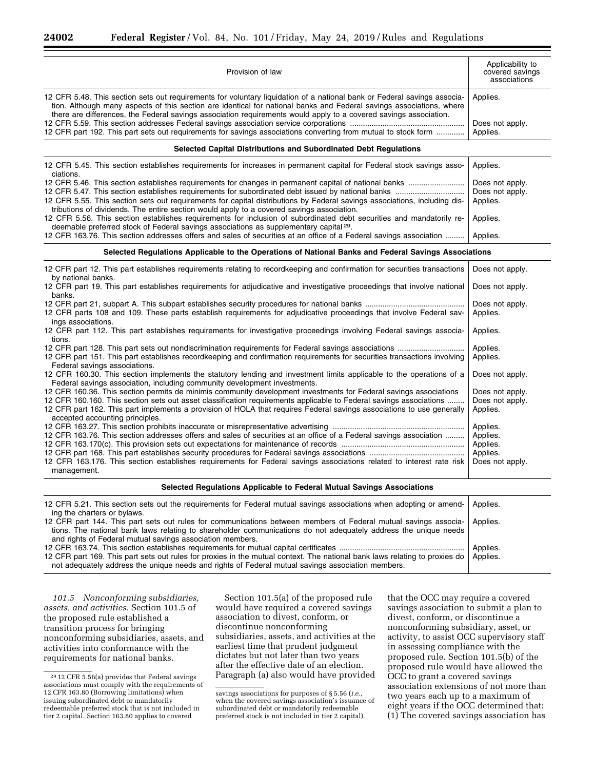| Provision of law | Applicability to covered savings associations |
|---|---|
| 12 CFR 5.48. This section sets out requirements for voluntary liquidation of a national bank or Federal savings association. Although many aspects of this section are identical for national banks and Federal savings associations, where there are differences, the Federal savings association requirements would apply to a covered savings association. | Applies. |
| 12 CFR 5.59. This section addresses Federal savings association service corporations | Does not apply. |
| 12 CFR part 192. This part sets out requirements for savings associations converting from mutual to stock form | Applies. |
| **Selected Capital Distributions and Subordinated Debt Regulations** | |
| 12 CFR 5.45. This section establishes requirements for increases in permanent capital for Federal stock savings associations. | Applies. |
| 12 CFR 5.46. This section establishes requirements for changes in permanent capital of national banks | Does not apply. |
| 12 CFR 5.47. This section establishes requirements for subordinated debt issued by national banks | Does not apply. |
| 12 CFR 5.55. This section sets out requirements for capital distributions by Federal savings associations, including distributions of dividends. The entire section would apply to a covered savings association. | Applies. |
| 12 CFR 5.56. This section establishes requirements for inclusion of subordinated debt securities and mandatorily redeemable preferred stock of Federal savings associations as supplementary capital [29]. | Applies. |
| 12 CFR 163.76. This section addresses offers and sales of securities at an office of a Federal savings association | Applies. |
| **Selected Regulations Applicable to the Operations of National Banks and Federal Savings Associations** | |
| 12 CFR part 12. This part establishes requirements relating to recordkeeping and confirmation for securities transactions by national banks. | Does not apply. |
| 12 CFR part 19. This part establishes requirements for adjudicative and investigative proceedings that involve national banks. | Does not apply. |
| 12 CFR part 21, subpart A. This subpart establishes security procedures for national banks | Does not apply. |
| 12 CFR parts 108 and 109. These parts establish requirements for adjudicative proceedings that involve Federal savings associations. | Applies. |
| 12 CFR part 112. This part establishes requirements for investigative proceedings involving Federal savings associations. | Applies. |
| 12 CFR part 128. This part sets out nondiscrimination requirements for Federal savings associations | Applies. |
| 12 CFR part 151. This part establishes recordkeeping and confirmation requirements for securities transactions involving Federal savings associations. | Applies. |
| 12 CFR 160.30. This section implements the statutory lending and investment limits applicable to the operations of a Federal savings association, including community development investments. | Does not apply. |
| 12 CFR 160.36. This section permits de minimis community development investments for Federal savings associations | Does not apply. |
| 12 CFR 160.160. This section sets out asset classification requirements applicable to Federal savings associations | Does not apply. |
| 12 CFR part 162. This part implements a provision of HOLA that requires Federal savings associations to use generally accepted accounting principles. | Applies. |
| 12 CFR 163.27. This section prohibits inaccurate or misrepresentative advertising | Applies. |
| 12 CFR 163.76. This section addresses offers and sales of securities at an office of a Federal savings association | Applies. |
| 12 CFR 163.170(c). This provision sets out expectations for maintenance of records | Applies. |
| 12 CFR part 168. This part establishes security procedures for Federal savings associations | Applies. |
| 12 CFR 163.176. This section establishes requirements for Federal savings associations related to interest rate risk management. | Does not apply. |
| **Selected Regulations Applicable to Federal Mutual Savings Associations** | |
| 12 CFR 5.21. This section sets out the requirements for Federal mutual savings associations when adopting or amending the charters or bylaws. | Applies. |
| 12 CFR part 144. This part sets out rules for communications between members of Federal mutual savings associations. The national bank laws relating to shareholder communications do not adequately address the unique needs and rights of Federal mutual savings association members. | Applies. |
| 12 CFR 163.74. This section establishes requirements for mutual capital certificates | Applies. |
| 12 CFR part 169. This part sets out rules for proxies in the mutual context. The national bank laws relating to proxies do not adequately address the unique needs and rights of Federal mutual savings association members. | Applies. |

*101.5 Nonconforming subsidiaries, assets, and activities.* Section 101.5 of the proposed rule established a transition process for bringing nonconforming subsidiaries, assets, and activities into conformance with the requirements for national banks.

Section 101.5(a) of the proposed rule would have required a covered savings association to divest, conform, or discontinue nonconforming subsidiaries, assets, and activities at the earliest time that prudent judgment dictates but not later than two years after the effective date of an election. Paragraph (a) also would have provided that the OCC may require a covered savings association to submit a plan to divest, conform, or discontinue a nonconforming subsidiary, asset, or activity, to assist OCC supervisory staff in assessing compliance with the proposed rule. Section 101.5(b) of the proposed rule would have allowed the OCC to grant a covered savings association extensions of not more than two years each up to a maximum of eight years if the OCC determined that: (1) The covered savings association has

[29] 12 CFR 5.56(a) provides that Federal savings associations must comply with the requirements of 12 CFR 163.80 (Borrowing limitations) when issuing subordinated debt or mandatorily redeemable preferred stock that is not included in tier 2 capital. Section 163.80 applies to covered savings associations for purposes of § 5.56 (*i.e.*, when the covered savings association's issuance of subordinated debt or mandatorily redeemable preferred stock is not included in tier 2 capital).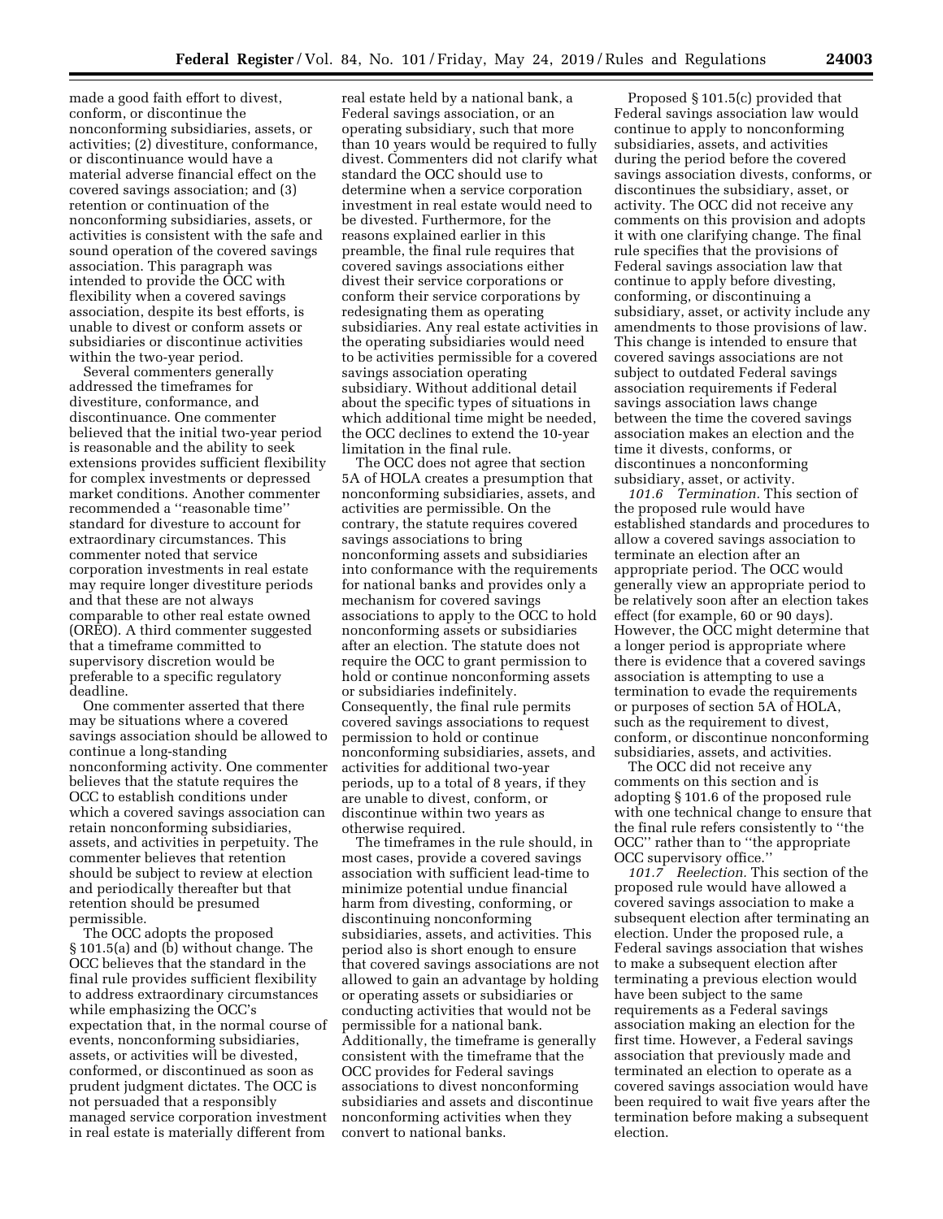made a good faith effort to divest, conform, or discontinue the nonconforming subsidiaries, assets, or activities; (2) divestiture, conformance, or discontinuance would have a material adverse financial effect on the covered savings association; and (3) retention or continuation of the nonconforming subsidiaries, assets, or activities is consistent with the safe and sound operation of the covered savings association. This paragraph was intended to provide the OCC with flexibility when a covered savings association, despite its best efforts, is unable to divest or conform assets or subsidiaries or discontinue activities within the two-year period.

Several commenters generally addressed the timeframes for divestiture, conformance, and discontinuance. One commenter believed that the initial two-year period is reasonable and the ability to seek extensions provides sufficient flexibility for complex investments or depressed market conditions. Another commenter recommended a ''reasonable time'' standard for divesture to account for extraordinary circumstances. This commenter noted that service corporation investments in real estate may require longer divestiture periods and that these are not always comparable to other real estate owned (OREO). A third commenter suggested that a timeframe committed to supervisory discretion would be preferable to a specific regulatory deadline.

One commenter asserted that there may be situations where a covered savings association should be allowed to continue a long-standing nonconforming activity. One commenter believes that the statute requires the OCC to establish conditions under which a covered savings association can retain nonconforming subsidiaries, assets, and activities in perpetuity. The commenter believes that retention should be subject to review at election and periodically thereafter but that retention should be presumed permissible.

The OCC adopts the proposed § 101.5(a) and (b) without change. The OCC believes that the standard in the final rule provides sufficient flexibility to address extraordinary circumstances while emphasizing the OCC's expectation that, in the normal course of events, nonconforming subsidiaries, assets, or activities will be divested, conformed, or discontinued as soon as prudent judgment dictates. The OCC is not persuaded that a responsibly managed service corporation investment in real estate is materially different from real estate held by a national bank, a Federal savings association, or an operating subsidiary, such that more than 10 years would be required to fully divest. Commenters did not clarify what standard the OCC should use to determine when a service corporation investment in real estate would need to be divested. Furthermore, for the reasons explained earlier in this preamble, the final rule requires that covered savings associations either divest their service corporations or conform their service corporations by redesignating them as operating subsidiaries. Any real estate activities in the operating subsidiaries would need to be activities permissible for a covered savings association operating subsidiary. Without additional detail about the specific types of situations in which additional time might be needed, the OCC declines to extend the 10-year limitation in the final rule.

The OCC does not agree that section 5A of HOLA creates a presumption that nonconforming subsidiaries, assets, and activities are permissible. On the contrary, the statute requires covered savings associations to bring nonconforming assets and subsidiaries into conformance with the requirements for national banks and provides only a mechanism for covered savings associations to apply to the OCC to hold nonconforming assets or subsidiaries after an election. The statute does not require the OCC to grant permission to hold or continue nonconforming assets or subsidiaries indefinitely. Consequently, the final rule permits covered savings associations to request permission to hold or continue nonconforming subsidiaries, assets, and activities for additional two-year periods, up to a total of 8 years, if they are unable to divest, conform, or discontinue within two years as otherwise required.

The timeframes in the rule should, in most cases, provide a covered savings association with sufficient lead-time to minimize potential undue financial harm from divesting, conforming, or discontinuing nonconforming subsidiaries, assets, and activities. This period also is short enough to ensure that covered savings associations are not allowed to gain an advantage by holding or operating assets or subsidiaries or conducting activities that would not be permissible for a national bank. Additionally, the timeframe is generally consistent with the timeframe that the OCC provides for Federal savings associations to divest nonconforming subsidiaries and assets and discontinue nonconforming activities when they convert to national banks.

Proposed § 101.5(c) provided that Federal savings association law would continue to apply to nonconforming subsidiaries, assets, and activities during the period before the covered savings association divests, conforms, or discontinues the subsidiary, asset, or activity. The OCC did not receive any comments on this provision and adopts it with one clarifying change. The final rule specifies that the provisions of Federal savings association law that continue to apply before divesting, conforming, or discontinuing a subsidiary, asset, or activity include any amendments to those provisions of law. This change is intended to ensure that covered savings associations are not subject to outdated Federal savings association requirements if Federal savings association laws change between the time the covered savings association makes an election and the time it divests, conforms, or discontinues a nonconforming subsidiary, asset, or activity.

*101.6 Termination.* This section of the proposed rule would have established standards and procedures to allow a covered savings association to terminate an election after an appropriate period. The OCC would generally view an appropriate period to be relatively soon after an election takes effect (for example, 60 or 90 days). However, the OCC might determine that a longer period is appropriate where there is evidence that a covered savings association is attempting to use a termination to evade the requirements or purposes of section 5A of HOLA, such as the requirement to divest, conform, or discontinue nonconforming subsidiaries, assets, and activities.

The OCC did not receive any comments on this section and is adopting § 101.6 of the proposed rule with one technical change to ensure that the final rule refers consistently to ''the OCC'' rather than to ''the appropriate OCC supervisory office.''

*101.7 Reelection.* This section of the proposed rule would have allowed a covered savings association to make a subsequent election after terminating an election. Under the proposed rule, a Federal savings association that wishes to make a subsequent election after terminating a previous election would have been subject to the same requirements as a Federal savings association making an election for the first time. However, a Federal savings association that previously made and terminated an election to operate as a covered savings association would have been required to wait five years after the termination before making a subsequent election.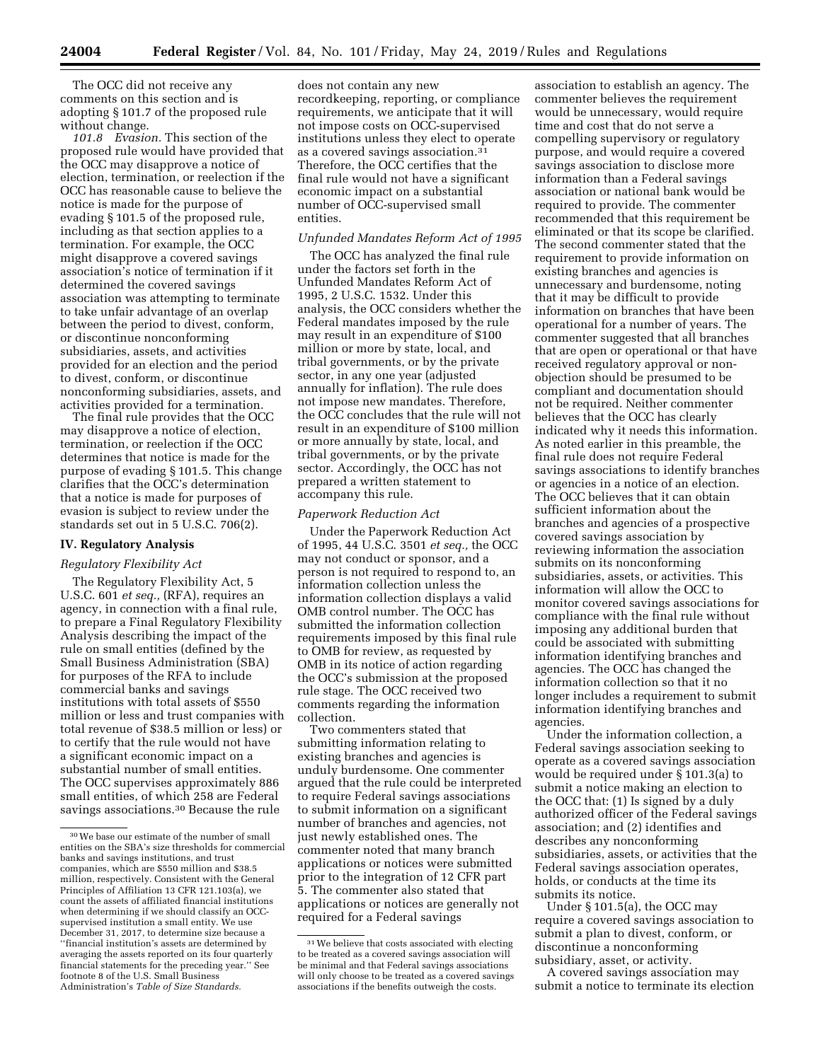The OCC did not receive any comments on this section and is adopting § 101.7 of the proposed rule without change.

*101.8 Evasion.* This section of the proposed rule would have provided that the OCC may disapprove a notice of election, termination, or reelection if the OCC has reasonable cause to believe the notice is made for the purpose of evading § 101.5 of the proposed rule, including as that section applies to a termination. For example, the OCC might disapprove a covered savings association's notice of termination if it determined the covered savings association was attempting to terminate to take unfair advantage of an overlap between the period to divest, conform, or discontinue nonconforming subsidiaries, assets, and activities provided for an election and the period to divest, conform, or discontinue nonconforming subsidiaries, assets, and activities provided for a termination.

The final rule provides that the OCC may disapprove a notice of election, termination, or reelection if the OCC determines that notice is made for the purpose of evading § 101.5. This change clarifies that the OCC's determination that a notice is made for purposes of evasion is subject to review under the standards set out in 5 U.S.C. 706(2).

## IV. Regulatory Analysis

### *Regulatory Flexibility Act*

The Regulatory Flexibility Act, 5 U.S.C. 601 *et seq.,* (RFA), requires an agency, in connection with a final rule, to prepare a Final Regulatory Flexibility Analysis describing the impact of the rule on small entities (defined by the Small Business Administration (SBA) for purposes of the RFA to include commercial banks and savings institutions with total assets of $550 million or less and trust companies with total revenue of $38.5 million or less) or to certify that the rule would not have a significant economic impact on a substantial number of small entities. The OCC supervises approximately 886 small entities, of which 258 are Federal savings associations.[30] Because the rule does not contain any new recordkeeping, reporting, or compliance requirements, we anticipate that it will not impose costs on OCC-supervised institutions unless they elect to operate as a covered savings association.[31] Therefore, the OCC certifies that the final rule would not have a significant economic impact on a substantial number of OCC-supervised small entities.

### *Unfunded Mandates Reform Act of 1995*

The OCC has analyzed the final rule under the factors set forth in the Unfunded Mandates Reform Act of 1995, 2 U.S.C. 1532. Under this analysis, the OCC considers whether the Federal mandates imposed by the rule may result in an expenditure of $100 million or more by state, local, and tribal governments, or by the private sector, in any one year (adjusted annually for inflation). The rule does not impose new mandates. Therefore, the OCC concludes that the rule will not result in an expenditure of $100 million or more annually by state, local, and tribal governments, or by the private sector. Accordingly, the OCC has not prepared a written statement to accompany this rule.

### *Paperwork Reduction Act*

Under the Paperwork Reduction Act of 1995, 44 U.S.C. 3501 *et seq.,* the OCC may not conduct or sponsor, and a person is not required to respond to, an information collection unless the information collection displays a valid OMB control number. The OCC has submitted the information collection requirements imposed by this final rule to OMB for review, as requested by OMB in its notice of action regarding the OCC's submission at the proposed rule stage. The OCC received two comments regarding the information collection.

Two commenters stated that submitting information relating to existing branches and agencies is unduly burdensome. One commenter argued that the rule could be interpreted to require Federal savings associations to submit information on a significant number of branches and agencies, not just newly established ones. The commenter noted that many branch applications or notices were submitted prior to the integration of 12 CFR part 5. The commenter also stated that applications or notices are generally not required for a Federal savings association to establish an agency. The commenter believes the requirement would be unnecessary, would require time and cost that do not serve a compelling supervisory or regulatory purpose, and would require a covered savings association to disclose more information than a Federal savings association or national bank would be required to provide. The commenter recommended that this requirement be eliminated or that its scope be clarified. The second commenter stated that the requirement to provide information on existing branches and agencies is unnecessary and burdensome, noting that it may be difficult to provide information on branches that have been operational for a number of years. The commenter suggested that all branches that are open or operational or that have received regulatory approval or non-objection should be presumed to be compliant and documentation should not be required. Neither commenter believes that the OCC has clearly indicated why it needs this information. As noted earlier in this preamble, the final rule does not require Federal savings associations to identify branches or agencies in a notice of an election. The OCC believes that it can obtain sufficient information about the branches and agencies of a prospective covered savings association by reviewing information the association submits on its nonconforming subsidiaries, assets, or activities. This information will allow the OCC to monitor covered savings associations for compliance with the final rule without imposing any additional burden that could be associated with submitting information identifying branches and agencies. The OCC has changed the information collection so that it no longer includes a requirement to submit information identifying branches and agencies.

Under the information collection, a Federal savings association seeking to operate as a covered savings association would be required under § 101.3(a) to submit a notice making an election to the OCC that: (1) Is signed by a duly authorized officer of the Federal savings association; and (2) identifies and describes any nonconforming subsidiaries, assets, or activities that the Federal savings association operates, holds, or conducts at the time its submits its notice.

Under § 101.5(a), the OCC may require a covered savings association to submit a plan to divest, conform, or discontinue a nonconforming subsidiary, asset, or activity.

A covered savings association may submit a notice to terminate its election

---

[30] We base our estimate of the number of small entities on the SBA's size thresholds for commercial banks and savings institutions, and trust companies, which are $550 million and $38.5 million, respectively. Consistent with the General Principles of Affiliation 13 CFR 121.103(a), we count the assets of affiliated financial institutions when determining if we should classify an OCC-supervised institution a small entity. We use December 31, 2017, to determine size because a "financial institution's assets are determined by averaging the assets reported on its four quarterly financial statements for the preceding year." See footnote 8 of the U.S. Small Business Administration's *Table of Size Standards.*

[31] We believe that costs associated with electing to be treated as a covered savings association will be minimal and that Federal savings associations will only choose to be treated as a covered savings associations if the benefits outweigh the costs.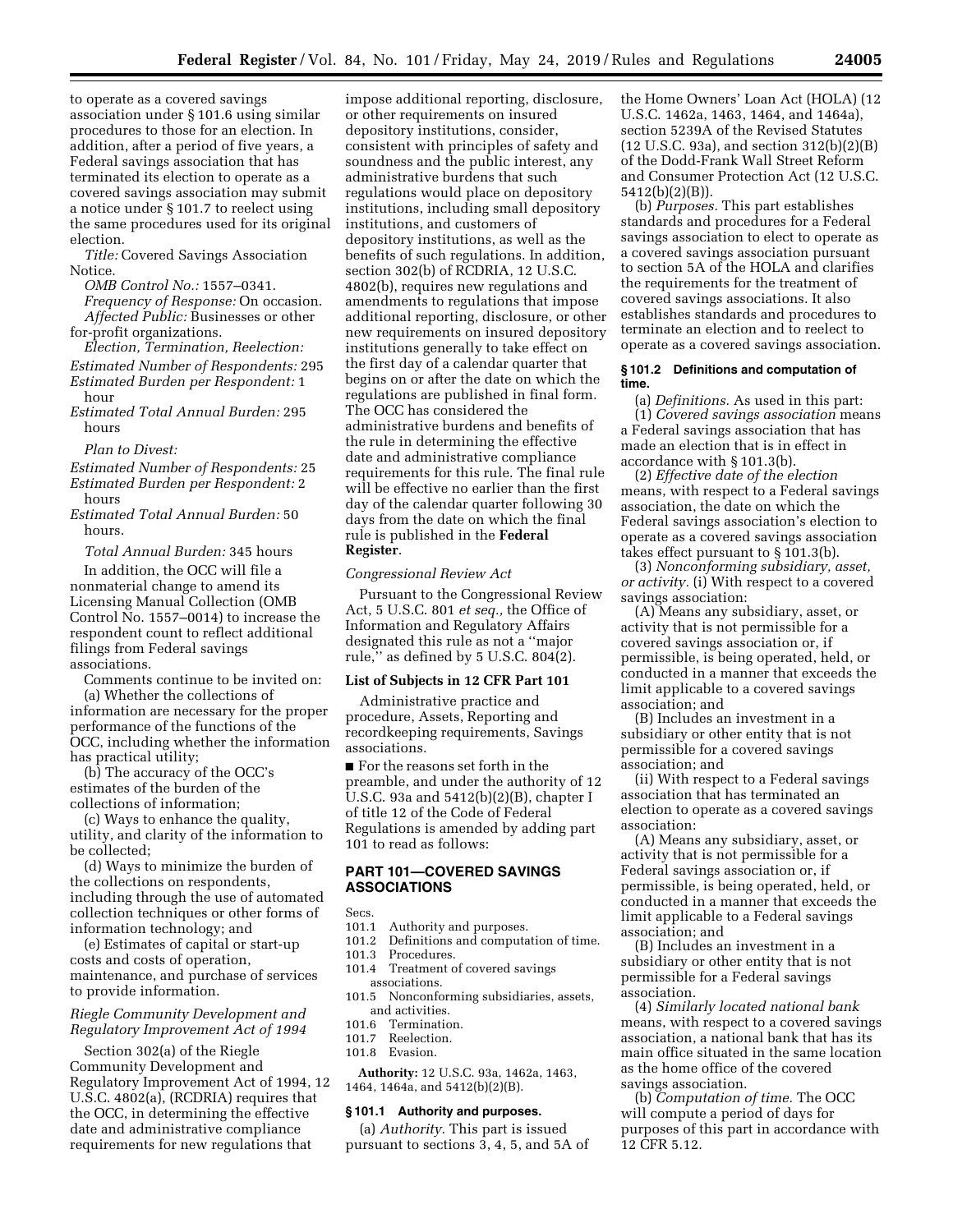to operate as a covered savings association under § 101.6 using similar procedures to those for an election. In addition, after a period of five years, a Federal savings association that has terminated its election to operate as a covered savings association may submit a notice under § 101.7 to reelect using the same procedures used for its original election.

*Title:* Covered Savings Association Notice.

*OMB Control No.:* 1557–0341.

*Frequency of Response:* On occasion.

*Affected Public:* Businesses or other for-profit organizations.

*Election, Termination, Reelection:*

*Estimated Number of Respondents:* 295

*Estimated Burden per Respondent:* 1 hour

*Estimated Total Annual Burden:* 295 hours

*Plan to Divest:*

*Estimated Number of Respondents:* 25

*Estimated Burden per Respondent:* 2 hours

*Estimated Total Annual Burden:* 50 hours.

*Total Annual Burden:* 345 hours

In addition, the OCC will file a nonmaterial change to amend its Licensing Manual Collection (OMB Control No. 1557–0014) to increase the respondent count to reflect additional filings from Federal savings associations.

Comments continue to be invited on:

(a) Whether the collections of information are necessary for the proper performance of the functions of the OCC, including whether the information has practical utility;

(b) The accuracy of the OCC's estimates of the burden of the collections of information;

(c) Ways to enhance the quality, utility, and clarity of the information to be collected;

(d) Ways to minimize the burden of the collections on respondents, including through the use of automated collection techniques or other forms of information technology; and

(e) Estimates of capital or start-up costs and costs of operation, maintenance, and purchase of services to provide information.

*Riegle Community Development and Regulatory Improvement Act of 1994*

Section 302(a) of the Riegle Community Development and Regulatory Improvement Act of 1994, 12 U.S.C. 4802(a), (RCDRIA) requires that the OCC, in determining the effective date and administrative compliance requirements for new regulations that impose additional reporting, disclosure, or other requirements on insured depository institutions, consider, consistent with principles of safety and soundness and the public interest, any administrative burdens that such regulations would place on depository institutions, including small depository institutions, and customers of depository institutions, as well as the benefits of such regulations. In addition, section 302(b) of RCDRIA, 12 U.S.C. 4802(b), requires new regulations and amendments to regulations that impose additional reporting, disclosure, or other new requirements on insured depository institutions generally to take effect on the first day of a calendar quarter that begins on or after the date on which the regulations are published in final form. The OCC has considered the administrative burdens and benefits of the rule in determining the effective date and administrative compliance requirements for this rule. The final rule will be effective no earlier than the first day of the calendar quarter following 30 days from the date on which the final rule is published in the **Federal Register**.

*Congressional Review Act*

Pursuant to the Congressional Review Act, 5 U.S.C. 801 *et seq.,* the Office of Information and Regulatory Affairs designated this rule as not a ''major rule,'' as defined by 5 U.S.C. 804(2).

**List of Subjects in 12 CFR Part 101**

Administrative practice and procedure, Assets, Reporting and recordkeeping requirements, Savings associations.

■ For the reasons set forth in the preamble, and under the authority of 12 U.S.C. 93a and 5412(b)(2)(B), chapter I of title 12 of the Code of Federal Regulations is amended by adding part 101 to read as follows:

## PART 101—COVERED SAVINGS ASSOCIATIONS

Secs.
101.1 Authority and purposes.
101.2 Definitions and computation of time.
101.3 Procedures.
101.4 Treatment of covered savings associations.
101.5 Nonconforming subsidiaries, assets, and activities.
101.6 Termination.
101.7 Reelection.
101.8 Evasion.

**Authority:** 12 U.S.C. 93a, 1462a, 1463, 1464, 1464a, and 5412(b)(2)(B).

### § 101.1 Authority and purposes.

(a) *Authority.* This part is issued pursuant to sections 3, 4, 5, and 5A of the Home Owners' Loan Act (HOLA) (12 U.S.C. 1462a, 1463, 1464, and 1464a), section 5239A of the Revised Statutes (12 U.S.C. 93a), and section 312(b)(2)(B) of the Dodd-Frank Wall Street Reform and Consumer Protection Act (12 U.S.C. 5412(b)(2)(B)).

(b) *Purposes.* This part establishes standards and procedures for a Federal savings association to elect to operate as a covered savings association pursuant to section 5A of the HOLA and clarifies the requirements for the treatment of covered savings associations. It also establishes standards and procedures to terminate an election and to reelect to operate as a covered savings association.

### § 101.2 Definitions and computation of time.

(a) *Definitions.* As used in this part:

(1) *Covered savings association* means a Federal savings association that has made an election that is in effect in accordance with § 101.3(b).

(2) *Effective date of the election* means, with respect to a Federal savings association, the date on which the Federal savings association's election to operate as a covered savings association takes effect pursuant to § 101.3(b).

(3) *Nonconforming subsidiary, asset, or activity.* (i) With respect to a covered savings association:

(A) Means any subsidiary, asset, or activity that is not permissible for a covered savings association or, if permissible, is being operated, held, or conducted in a manner that exceeds the limit applicable to a covered savings association; and

(B) Includes an investment in a subsidiary or other entity that is not permissible for a covered savings association; and

(ii) With respect to a Federal savings association that has terminated an election to operate as a covered savings association:

(A) Means any subsidiary, asset, or activity that is not permissible for a Federal savings association or, if permissible, is being operated, held, or conducted in a manner that exceeds the limit applicable to a Federal savings association; and

(B) Includes an investment in a subsidiary or other entity that is not permissible for a Federal savings association.

(4) *Similarly located national bank* means, with respect to a covered savings association, a national bank that has its main office situated in the same location as the home office of the covered savings association.

(b) *Computation of time.* The OCC will compute a period of days for purposes of this part in accordance with 12 CFR 5.12.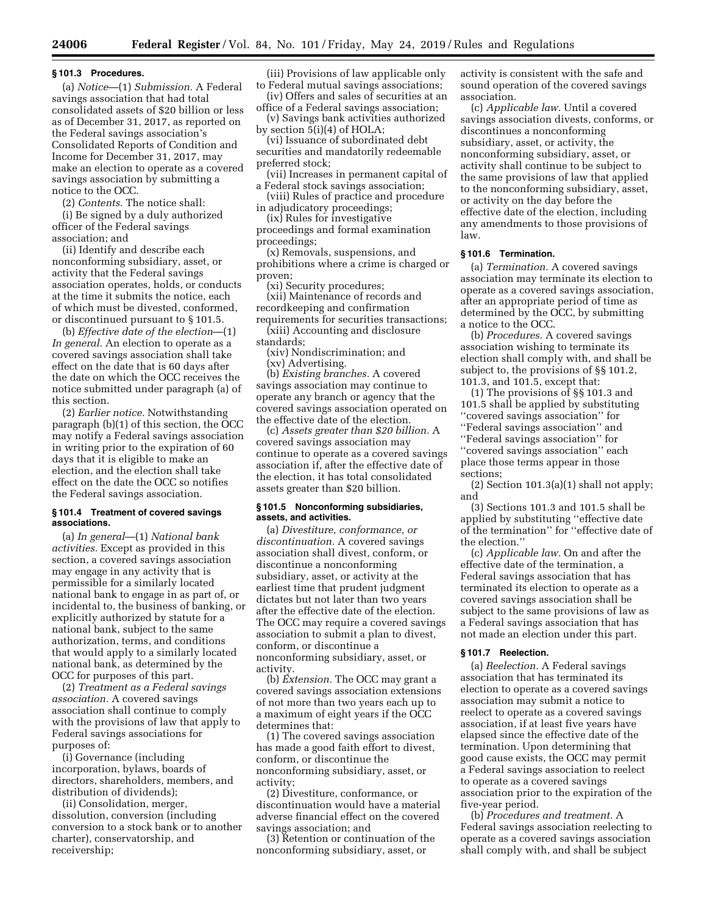### § 101.3 Procedures.

(a) *Notice*—(1) *Submission.* A Federal savings association that had total consolidated assets of $20 billion or less as of December 31, 2017, as reported on the Federal savings association's Consolidated Reports of Condition and Income for December 31, 2017, may make an election to operate as a covered savings association by submitting a notice to the OCC.

(2) *Contents.* The notice shall:

(i) Be signed by a duly authorized officer of the Federal savings association; and

(ii) Identify and describe each nonconforming subsidiary, asset, or activity that the Federal savings association operates, holds, or conducts at the time it submits the notice, each of which must be divested, conformed, or discontinued pursuant to § 101.5.

(b) *Effective date of the election*—(1) *In general.* An election to operate as a covered savings association shall take effect on the date that is 60 days after the date on which the OCC receives the notice submitted under paragraph (a) of this section.

(2) *Earlier notice.* Notwithstanding paragraph (b)(1) of this section, the OCC may notify a Federal savings association in writing prior to the expiration of 60 days that it is eligible to make an election, and the election shall take effect on the date the OCC so notifies the Federal savings association.

### § 101.4 Treatment of covered savings associations.

(a) *In general*—(1) *National bank activities.* Except as provided in this section, a covered savings association may engage in any activity that is permissible for a similarly located national bank to engage in as part of, or incidental to, the business of banking, or explicitly authorized by statute for a national bank, subject to the same authorization, terms, and conditions that would apply to a similarly located national bank, as determined by the OCC for purposes of this part.

(2) *Treatment as a Federal savings association.* A covered savings association shall continue to comply with the provisions of law that apply to Federal savings associations for purposes of:

(i) Governance (including incorporation, bylaws, boards of directors, shareholders, members, and distribution of dividends);

(ii) Consolidation, merger, dissolution, conversion (including conversion to a stock bank or to another charter), conservatorship, and receivership;

(iii) Provisions of law applicable only to Federal mutual savings associations;

(iv) Offers and sales of securities at an office of a Federal savings association;

(v) Savings bank activities authorized by section 5(i)(4) of HOLA;

(vi) Issuance of subordinated debt securities and mandatorily redeemable preferred stock;

(vii) Increases in permanent capital of a Federal stock savings association;

(viii) Rules of practice and procedure in adjudicatory proceedings;

(ix) Rules for investigative proceedings and formal examination proceedings;

(x) Removals, suspensions, and prohibitions where a crime is charged or proven;

(xi) Security procedures;

(xii) Maintenance of records and recordkeeping and confirmation requirements for securities transactions;

(xiii) Accounting and disclosure standards;

(xiv) Nondiscrimination; and

(xv) Advertising.

(b) *Existing branches.* A covered savings association may continue to operate any branch or agency that the covered savings association operated on the effective date of the election.

(c) *Assets greater than $20 billion.* A covered savings association may continue to operate as a covered savings association if, after the effective date of the election, it has total consolidated assets greater than $20 billion.

### § 101.5 Nonconforming subsidiaries, assets, and activities.

(a) *Divestiture, conformance, or discontinuation.* A covered savings association shall divest, conform, or discontinue a nonconforming subsidiary, asset, or activity at the earliest time that prudent judgment dictates but not later than two years after the effective date of the election. The OCC may require a covered savings association to submit a plan to divest, conform, or discontinue a nonconforming subsidiary, asset, or activity.

(b) *Extension.* The OCC may grant a covered savings association extensions of not more than two years each up to a maximum of eight years if the OCC determines that:

(1) The covered savings association has made a good faith effort to divest, conform, or discontinue the nonconforming subsidiary, asset, or activity;

(2) Divestiture, conformance, or discontinuation would have a material adverse financial effect on the covered savings association; and

(3) Retention or continuation of the nonconforming subsidiary, asset, or activity is consistent with the safe and sound operation of the covered savings association.

(c) *Applicable law.* Until a covered savings association divests, conforms, or discontinues a nonconforming subsidiary, asset, or activity, the nonconforming subsidiary, asset, or activity shall continue to be subject to the same provisions of law that applied to the nonconforming subsidiary, asset, or activity on the day before the effective date of the election, including any amendments to those provisions of law.

### § 101.6 Termination.

(a) *Termination.* A covered savings association may terminate its election to operate as a covered savings association, after an appropriate period of time as determined by the OCC, by submitting a notice to the OCC.

(b) *Procedures.* A covered savings association wishing to terminate its election shall comply with, and shall be subject to, the provisions of §§ 101.2, 101.3, and 101.5, except that:

(1) The provisions of §§ 101.3 and 101.5 shall be applied by substituting "covered savings association" for "Federal savings association" and "Federal savings association" for "covered savings association" each place those terms appear in those sections;

(2) Section 101.3(a)(1) shall not apply; and

(3) Sections 101.3 and 101.5 shall be applied by substituting "effective date of the termination" for "effective date of the election."

(c) *Applicable law.* On and after the effective date of the termination, a Federal savings association that has terminated its election to operate as a covered savings association shall be subject to the same provisions of law as a Federal savings association that has not made an election under this part.

### § 101.7 Reelection.

(a) *Reelection.* A Federal savings association that has terminated its election to operate as a covered savings association may submit a notice to reelect to operate as a covered savings association, if at least five years have elapsed since the effective date of the termination. Upon determining that good cause exists, the OCC may permit a Federal savings association to reelect to operate as a covered savings association prior to the expiration of the five-year period.

(b) *Procedures and treatment.* A Federal savings association reelecting to operate as a covered savings association shall comply with, and shall be subject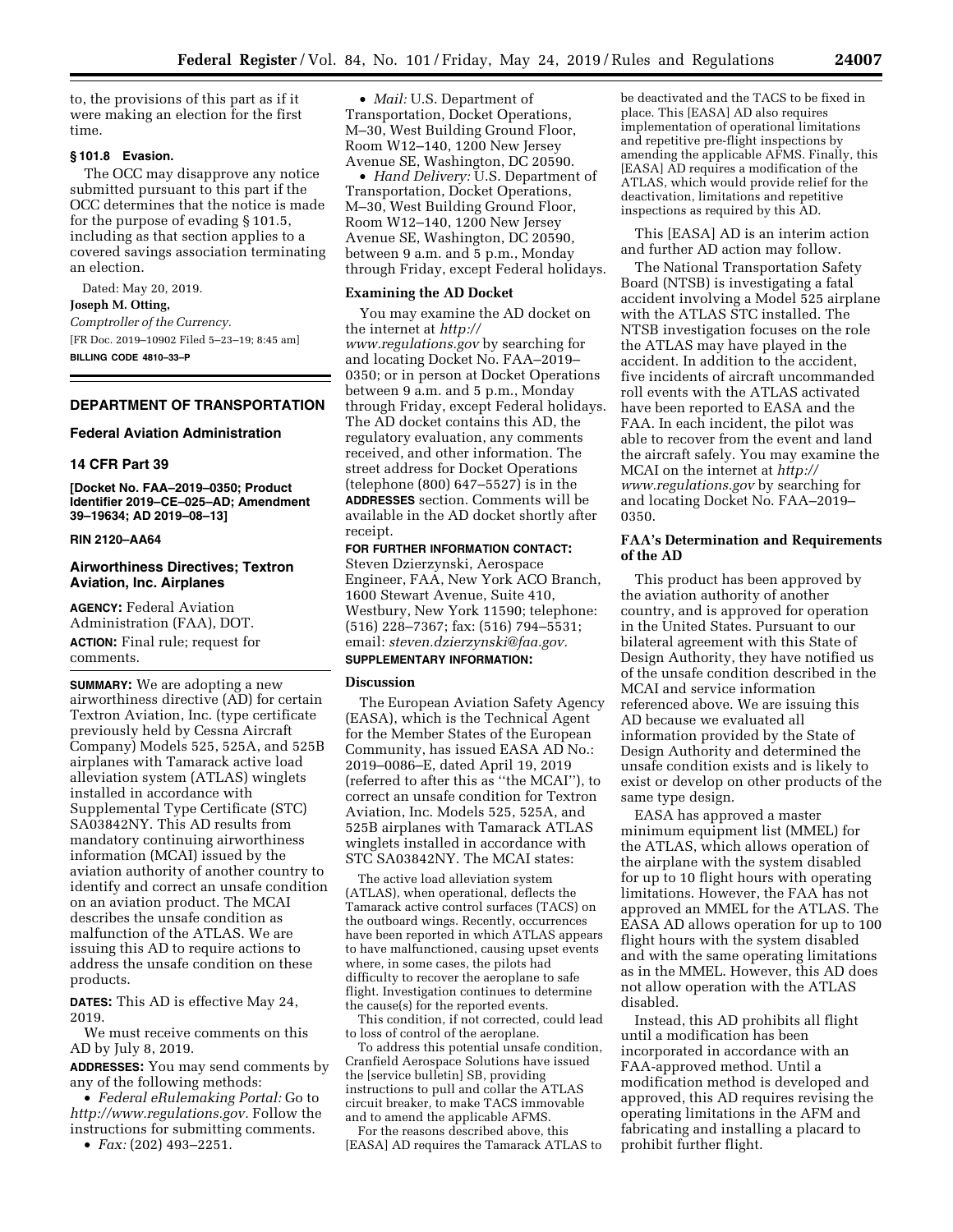to, the provisions of this part as if it were making an election for the first time.

### § 101.8 Evasion.

The OCC may disapprove any notice submitted pursuant to this part if the OCC determines that the notice is made for the purpose of evading § 101.5, including as that section applies to a covered savings association terminating an election.

Dated: May 20, 2019.

**Joseph M. Otting,**

*Comptroller of the Currency.*

[FR Doc. 2019–10902 Filed 5–23–19; 8:45 am]

**BILLING CODE 4810–33–P**

## DEPARTMENT OF TRANSPORTATION

### Federal Aviation Administration

### 14 CFR Part 39

**[Docket No. FAA–2019–0350; Product Identifier 2019–CE–025–AD; Amendment 39–19634; AD 2019–08–13]**

**RIN 2120–AA64**

### Airworthiness Directives; Textron Aviation, Inc. Airplanes

**AGENCY:** Federal Aviation Administration (FAA), DOT.

**ACTION:** Final rule; request for comments.

**SUMMARY:** We are adopting a new airworthiness directive (AD) for certain Textron Aviation, Inc. (type certificate previously held by Cessna Aircraft Company) Models 525, 525A, and 525B airplanes with Tamarack active load alleviation system (ATLAS) winglets installed in accordance with Supplemental Type Certificate (STC) SA03842NY. This AD results from mandatory continuing airworthiness information (MCAI) issued by the aviation authority of another country to identify and correct an unsafe condition on an aviation product. The MCAI describes the unsafe condition as malfunction of the ATLAS. We are issuing this AD to require actions to address the unsafe condition on these products.

**DATES:** This AD is effective May 24, 2019.

We must receive comments on this AD by July 8, 2019.

**ADDRESSES:** You may send comments by any of the following methods:

- *Federal eRulemaking Portal:* Go to *http://www.regulations.gov.* Follow the instructions for submitting comments.
- *Fax:* (202) 493–2251.
- *Mail:* U.S. Department of Transportation, Docket Operations, M–30, West Building Ground Floor, Room W12–140, 1200 New Jersey Avenue SE, Washington, DC 20590.
- *Hand Delivery:* U.S. Department of Transportation, Docket Operations, M–30, West Building Ground Floor, Room W12–140, 1200 New Jersey Avenue SE, Washington, DC 20590, between 9 a.m. and 5 p.m., Monday through Friday, except Federal holidays.

#### Examining the AD Docket

You may examine the AD docket on the internet at *http://www.regulations.gov* by searching for and locating Docket No. FAA–2019–0350; or in person at Docket Operations between 9 a.m. and 5 p.m., Monday through Friday, except Federal holidays. The AD docket contains this AD, the regulatory evaluation, any comments received, and other information. The street address for Docket Operations (telephone (800) 647–5527) is in the **ADDRESSES** section. Comments will be available in the AD docket shortly after receipt.

**FOR FURTHER INFORMATION CONTACT:** Steven Dzierzynski, Aerospace Engineer, FAA, New York ACO Branch, 1600 Stewart Avenue, Suite 410, Westbury, New York 11590; telephone: (516) 228–7367; fax: (516) 794–5531; email: *steven.dzierzynski@faa.gov.*

**SUPPLEMENTARY INFORMATION:**

#### Discussion

The European Aviation Safety Agency (EASA), which is the Technical Agent for the Member States of the European Community, has issued EASA AD No.: 2019–0086–E, dated April 19, 2019 (referred to after this as "the MCAI"), to correct an unsafe condition for Textron Aviation, Inc. Models 525, 525A, and 525B airplanes with Tamarack ATLAS winglets installed in accordance with STC SA03842NY. The MCAI states:

> The active load alleviation system (ATLAS), when operational, deflects the Tamarack active control surfaces (TACS) on the outboard wings. Recently, occurrences have been reported in which ATLAS appears to have malfunctioned, causing upset events where, in some cases, the pilots had difficulty to recover the aeroplane to safe flight. Investigation continues to determine the cause(s) for the reported events.
>
> This condition, if not corrected, could lead to loss of control of the aeroplane.
>
> To address this potential unsafe condition, Cranfield Aerospace Solutions have issued the [service bulletin] SB, providing instructions to pull and collar the ATLAS circuit breaker, to make TACS immovable and to amend the applicable AFMS.
>
> For the reasons described above, this [EASA] AD requires the Tamarack ATLAS to be deactivated and the TACS to be fixed in place. This [EASA] AD also requires implementation of operational limitations and repetitive pre-flight inspections by amending the applicable AFMS. Finally, this [EASA] AD requires a modification of the ATLAS, which would provide relief for the deactivation, limitations and repetitive inspections as required by this AD.
>
> This [EASA] AD is an interim action and further AD action may follow.

The National Transportation Safety Board (NTSB) is investigating a fatal accident involving a Model 525 airplane with the ATLAS STC installed. The NTSB investigation focuses on the role the ATLAS may have played in the accident. In addition to the accident, five incidents of aircraft uncommanded roll events with the ATLAS activated have been reported to EASA and the FAA. In each incident, the pilot was able to recover from the event and land the aircraft safely. You may examine the MCAI on the internet at *http://www.regulations.gov* by searching for and locating Docket No. FAA–2019–0350.

#### FAA's Determination and Requirements of the AD

This product has been approved by the aviation authority of another country, and is approved for operation in the United States. Pursuant to our bilateral agreement with this State of Design Authority, they have notified us of the unsafe condition described in the MCAI and service information referenced above. We are issuing this AD because we evaluated all information provided by the State of Design Authority and determined the unsafe condition exists and is likely to exist or develop on other products of the same type design.

EASA has approved a master minimum equipment list (MMEL) for the ATLAS, which allows operation of the airplane with the system disabled for up to 10 flight hours with operating limitations. However, the FAA has not approved an MMEL for the ATLAS. The EASA AD allows operation for up to 100 flight hours with the system disabled and with the same operating limitations as in the MMEL. However, this AD does not allow operation with the ATLAS disabled.

Instead, this AD prohibits all flight until a modification has been incorporated in accordance with an FAA-approved method. Until a modification method is developed and approved, this AD requires revising the operating limitations in the AFM and fabricating and installing a placard to prohibit further flight.